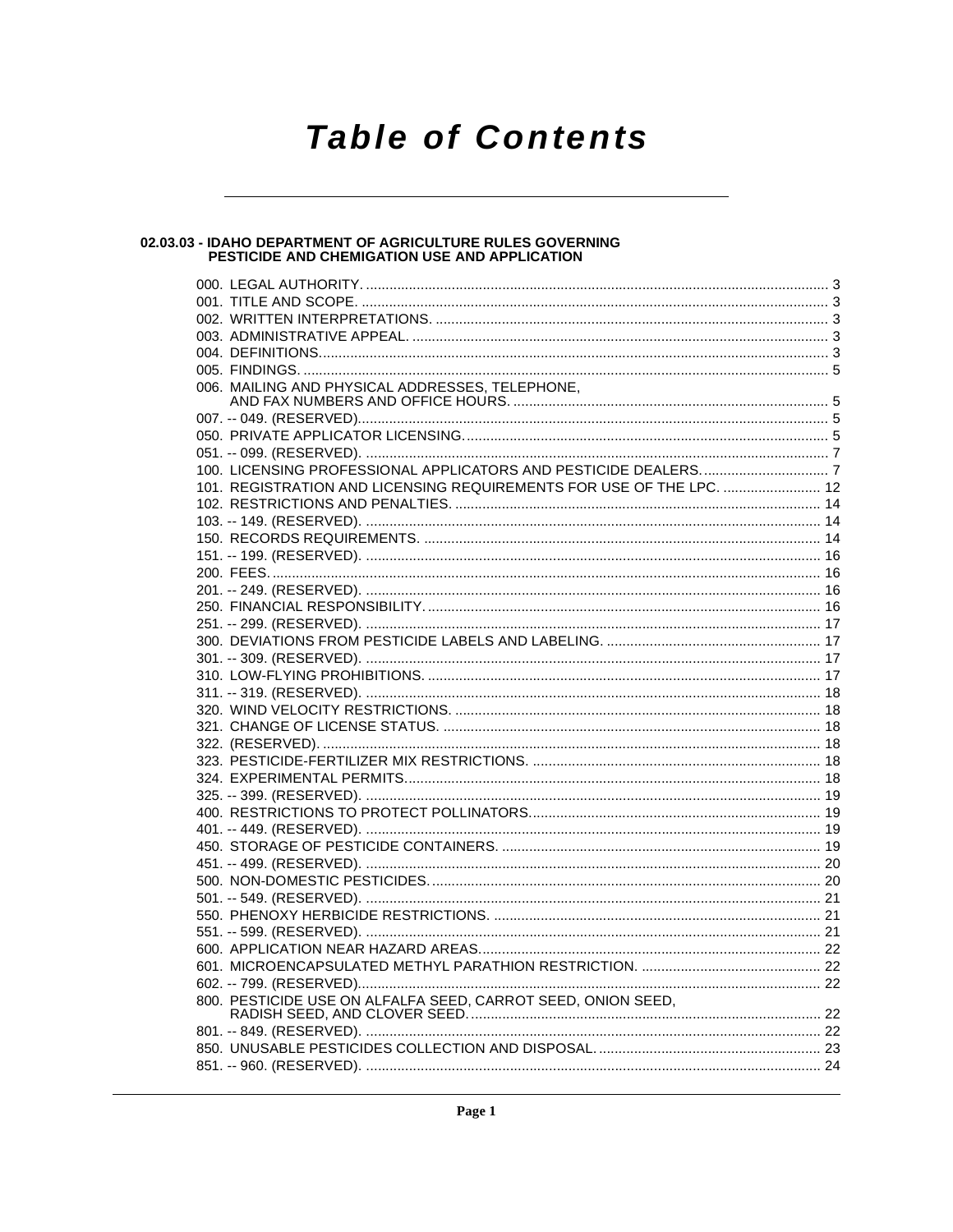# Table of Contents

## 02.03.03 - IDAHO DEPARTMENT OF AGRICULTURE RULES GOVERNING PESTICIDE AND CHEMIGATION USE AND APPLICATION

000. LEGAL AUTHORITY. .......... 3
001. TITLE AND SCOPE. .......... 3
002. WRITTEN INTERPRETATIONS. .......... 3
003. ADMINISTRATIVE APPEAL. .......... 3
004. DEFINITIONS. .......... 3
005. FINDINGS. .......... 5
006. MAILING AND PHYSICAL ADDRESSES, TELEPHONE, AND FAX NUMBERS AND OFFICE HOURS. .......... 5
007. -- 049. (RESERVED). .......... 5
050. PRIVATE APPLICATOR LICENSING. .......... 5
051. -- 099. (RESERVED). .......... 7
100. LICENSING PROFESSIONAL APPLICATORS AND PESTICIDE DEALERS. .......... 7
101. REGISTRATION AND LICENSING REQUIREMENTS FOR USE OF THE LPC. .......... 12
102. RESTRICTIONS AND PENALTIES. .......... 14
103. -- 149. (RESERVED). .......... 14
150. RECORDS REQUIREMENTS. .......... 14
151. -- 199. (RESERVED). .......... 16
200. FEES. .......... 16
201. -- 249. (RESERVED). .......... 16
250. FINANCIAL RESPONSIBILITY. .......... 16
251. -- 299. (RESERVED). .......... 17
300. DEVIATIONS FROM PESTICIDE LABELS AND LABELING. .......... 17
301. -- 309. (RESERVED). .......... 17
310. LOW-FLYING PROHIBITIONS. .......... 17
311. -- 319. (RESERVED). .......... 18
320. WIND VELOCITY RESTRICTIONS. .......... 18
321. CHANGE OF LICENSE STATUS. .......... 18
322. (RESERVED). .......... 18
323. PESTICIDE-FERTILIZER MIX RESTRICTIONS. .......... 18
324. EXPERIMENTAL PERMITS. .......... 18
325. -- 399. (RESERVED). .......... 19
400. RESTRICTIONS TO PROTECT POLLINATORS. .......... 19
401. -- 449. (RESERVED). .......... 19
450. STORAGE OF PESTICIDE CONTAINERS. .......... 19
451. -- 499. (RESERVED). .......... 20
500. NON-DOMESTIC PESTICIDES. .......... 20
501. -- 549. (RESERVED). .......... 21
550. PHENOXY HERBICIDE RESTRICTIONS. .......... 21
551. -- 599. (RESERVED). .......... 21
600. APPLICATION NEAR HAZARD AREAS. .......... 22
601. MICROENCAPSULATED METHYL PARATHION RESTRICTION. .......... 22
602. -- 799. (RESERVED). .......... 22
800. PESTICIDE USE ON ALFALFA SEED, CARROT SEED, ONION SEED, RADISH SEED, AND CLOVER SEED. .......... 22
801. -- 849. (RESERVED). .......... 22
850. UNUSABLE PESTICIDES COLLECTION AND DISPOSAL. .......... 23
851. -- 960. (RESERVED). .......... 24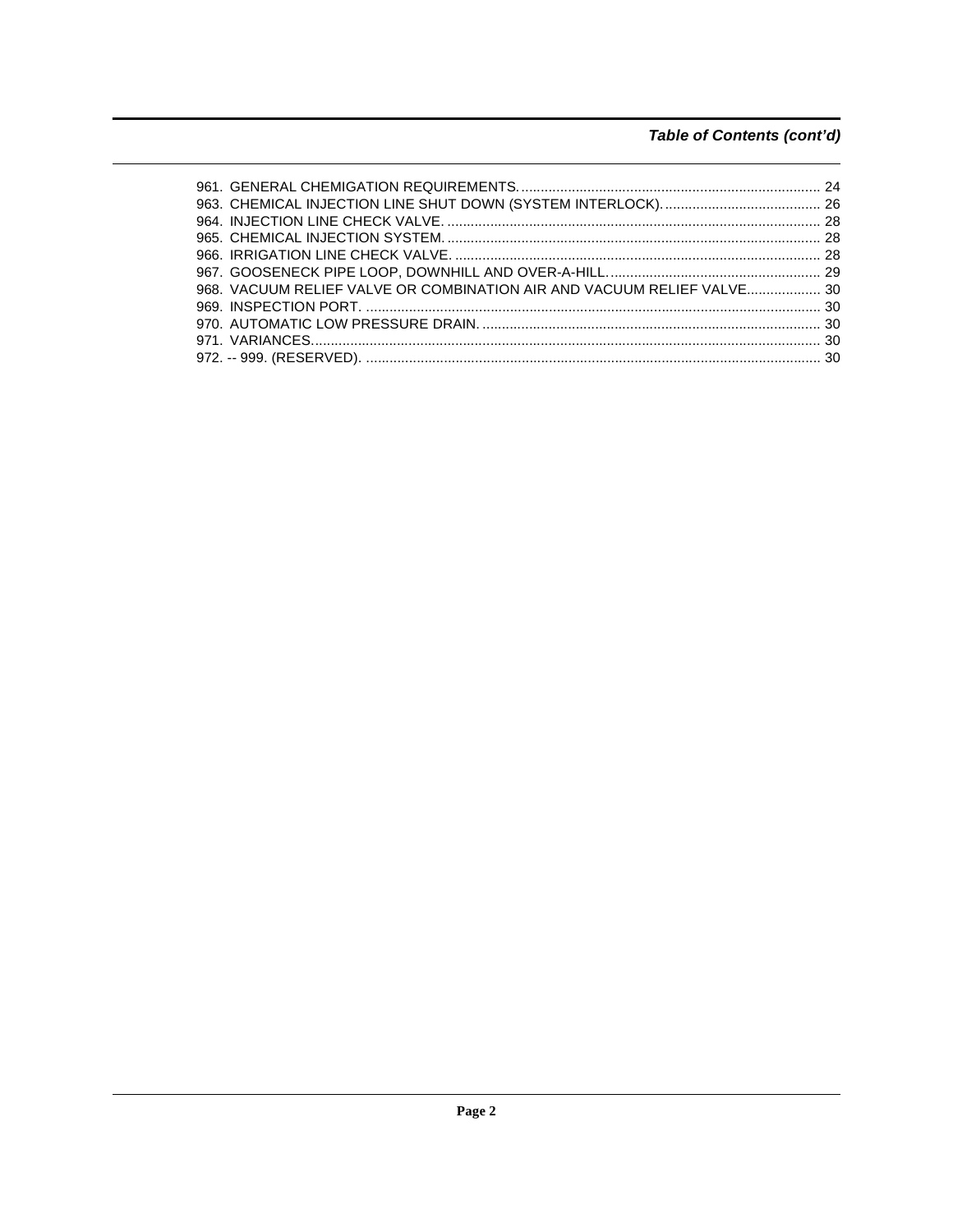## *Table of Contents (cont'd)*

961. GENERAL CHEMIGATION REQUIREMENTS. ............................................................................ 24
963. CHEMICAL INJECTION LINE SHUT DOWN (SYSTEM INTERLOCK). ........................................ 26
964. INJECTION LINE CHECK VALVE. ................................................................................................ 28
965. CHEMICAL INJECTION SYSTEM. ................................................................................................ 28
966. IRRIGATION LINE CHECK VALVE. ............................................................................................. 28
967. GOOSENECK PIPE LOOP, DOWNHILL AND OVER-A-HILL. ...................................................... 29
968. VACUUM RELIEF VALVE OR COMBINATION AIR AND VACUUM RELIEF VALVE................... 30
969. INSPECTION PORT. ..................................................................................................................... 30
970. AUTOMATIC LOW PRESSURE DRAIN. ....................................................................................... 30
971. VARIANCES.................................................................................................................................. 30
972. -- 999. (RESERVED). .................................................................................................................... 30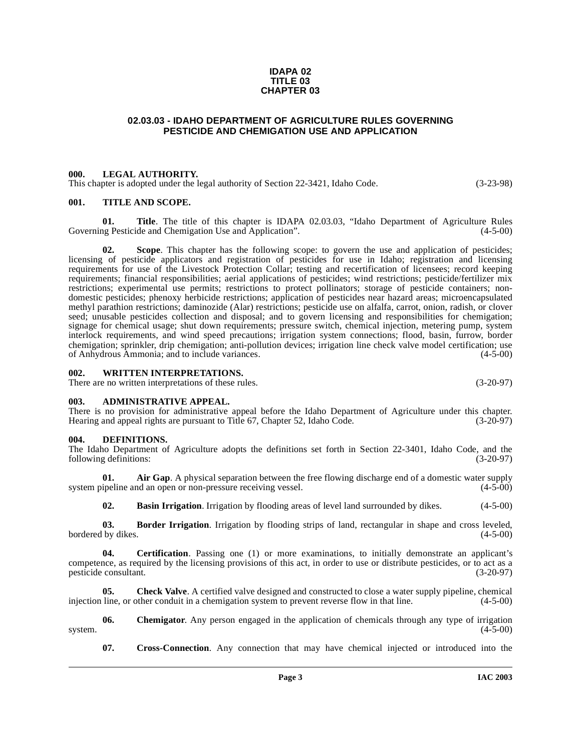**IDAPA 02**
**TITLE 03**
**CHAPTER 03**

## 02.03.03 - IDAHO DEPARTMENT OF AGRICULTURE RULES GOVERNING PESTICIDE AND CHEMIGATION USE AND APPLICATION

### 000. LEGAL AUTHORITY.

This chapter is adopted under the legal authority of Section 22-3421, Idaho Code. (3-23-98)

### 001. TITLE AND SCOPE.

**01. Title**. The title of this chapter is IDAPA 02.03.03, "Idaho Department of Agriculture Rules Governing Pesticide and Chemigation Use and Application". (4-5-00)

**02. Scope**. This chapter has the following scope: to govern the use and application of pesticides; licensing of pesticide applicators and registration of pesticides for use in Idaho; registration and licensing requirements for use of the Livestock Protection Collar; testing and recertification of licensees; record keeping requirements; financial responsibilities; aerial applications of pesticides; wind restrictions; pesticide/fertilizer mix restrictions; experimental use permits; restrictions to protect pollinators; storage of pesticide containers; non-domestic pesticides; phenoxy herbicide restrictions; application of pesticides near hazard areas; microencapsulated methyl parathion restrictions; daminozide (Alar) restrictions; pesticide use on alfalfa, carrot, onion, radish, or clover seed; unusable pesticides collection and disposal; and to govern licensing and responsibilities for chemigation; signage for chemical usage; shut down requirements; pressure switch, chemical injection, metering pump, system interlock requirements, and wind speed precautions; irrigation system connections; flood, basin, furrow, border chemigation; sprinkler, drip chemigation; anti-pollution devices; irrigation line check valve model certification; use of Anhydrous Ammonia; and to include variances. (4-5-00)

### 002. WRITTEN INTERPRETATIONS.

There are no written interpretations of these rules. (3-20-97)

### 003. ADMINISTRATIVE APPEAL.

There is no provision for administrative appeal before the Idaho Department of Agriculture under this chapter. Hearing and appeal rights are pursuant to Title 67, Chapter 52, Idaho Code. (3-20-97)

### 004. DEFINITIONS.

The Idaho Department of Agriculture adopts the definitions set forth in Section 22-3401, Idaho Code, and the following definitions: (3-20-97)

**01. Air Gap**. A physical separation between the free flowing discharge end of a domestic water supply system pipeline and an open or non-pressure receiving vessel. (4-5-00)

**02. Basin Irrigation**. Irrigation by flooding areas of level land surrounded by dikes. (4-5-00)

**03. Border Irrigation**. Irrigation by flooding strips of land, rectangular in shape and cross leveled, bordered by dikes. (4-5-00)

**04. Certification**. Passing one (1) or more examinations, to initially demonstrate an applicant's competence, as required by the licensing provisions of this act, in order to use or distribute pesticides, or to act as a pesticide consultant. (3-20-97)

**05. Check Valve**. A certified valve designed and constructed to close a water supply pipeline, chemical injection line, or other conduit in a chemigation system to prevent reverse flow in that line. (4-5-00)

**06. Chemigator**. Any person engaged in the application of chemicals through any type of irrigation system. (4-5-00)

**07. Cross-Connection**. Any connection that may have chemical injected or introduced into the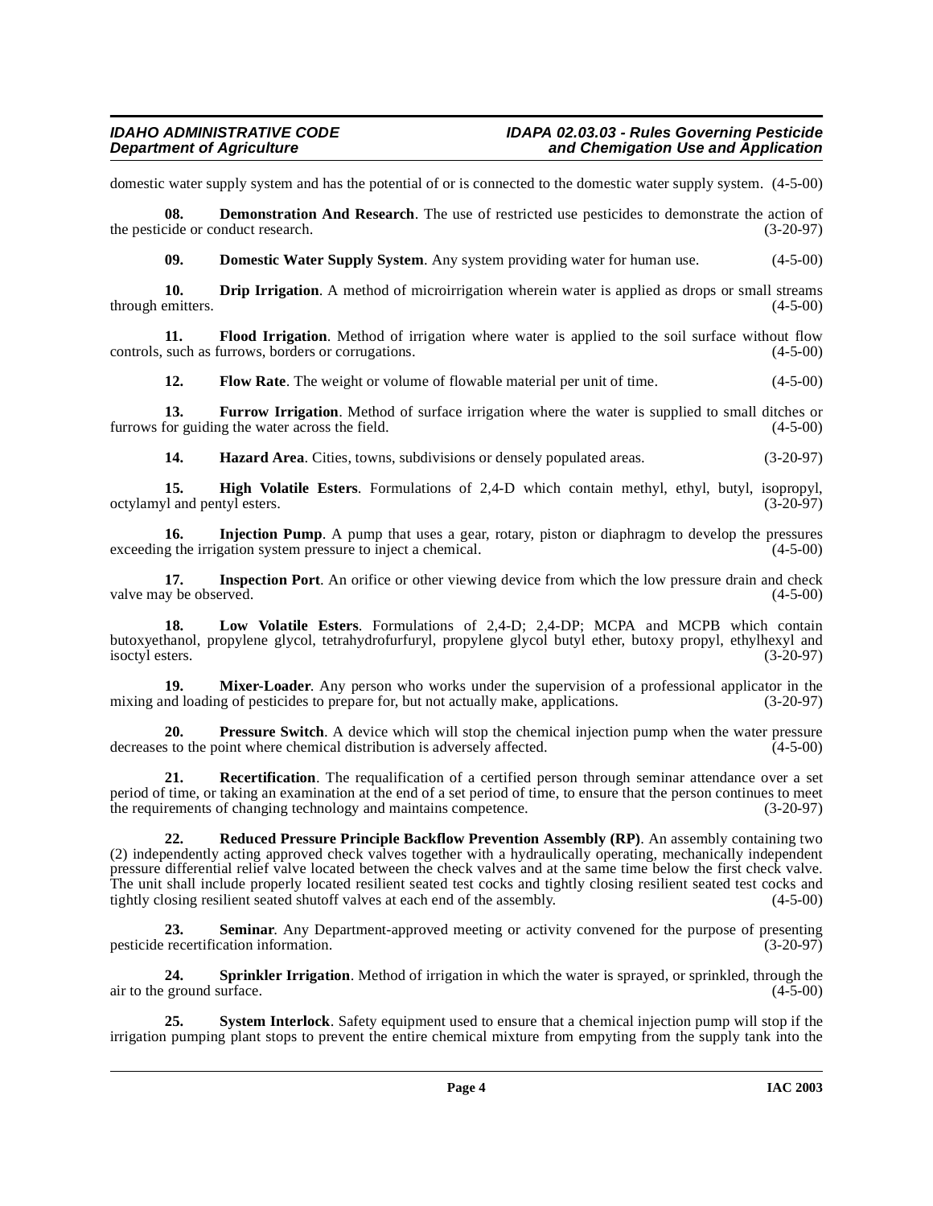domestic water supply system and has the potential of or is connected to the domestic water supply system. (4-5-00)

**08. Demonstration And Research**. The use of restricted use pesticides to demonstrate the action of the pesticide or conduct research. (3-20-97)

**09. Domestic Water Supply System**. Any system providing water for human use. (4-5-00)

**10. Drip Irrigation**. A method of microirrigation wherein water is applied as drops or small streams through emitters. (4-5-00)

**11. Flood Irrigation**. Method of irrigation where water is applied to the soil surface without flow controls, such as furrows, borders or corrugations. (4-5-00)

**12. Flow Rate**. The weight or volume of flowable material per unit of time. (4-5-00)

**13. Furrow Irrigation**. Method of surface irrigation where the water is supplied to small ditches or furrows for guiding the water across the field. (4-5-00)

**14. Hazard Area**. Cities, towns, subdivisions or densely populated areas. (3-20-97)

**15. High Volatile Esters**. Formulations of 2,4-D which contain methyl, ethyl, butyl, isopropyl, octylamyl and pentyl esters. (3-20-97)

**16. Injection Pump**. A pump that uses a gear, rotary, piston or diaphragm to develop the pressures exceeding the irrigation system pressure to inject a chemical. (4-5-00)

**17. Inspection Port**. An orifice or other viewing device from which the low pressure drain and check valve may be observed. (4-5-00)

**18. Low Volatile Esters**. Formulations of 2,4-D; 2,4-DP; MCPA and MCPB which contain butoxyethanol, propylene glycol, tetrahydrofurfuryl, propylene glycol butyl ether, butoxy propyl, ethylhexyl and isoctyl esters. (3-20-97)

**19. Mixer-Loader**. Any person who works under the supervision of a professional applicator in the mixing and loading of pesticides to prepare for, but not actually make, applications. (3-20-97)

**20. Pressure Switch**. A device which will stop the chemical injection pump when the water pressure decreases to the point where chemical distribution is adversely affected. (4-5-00)

**21. Recertification**. The requalification of a certified person through seminar attendance over a set period of time, or taking an examination at the end of a set period of time, to ensure that the person continues to meet the requirements of changing technology and maintains competence. (3-20-97)

**22. Reduced Pressure Principle Backflow Prevention Assembly (RP)**. An assembly containing two (2) independently acting approved check valves together with a hydraulically operating, mechanically independent pressure differential relief valve located between the check valves and at the same time below the first check valve. The unit shall include properly located resilient seated test cocks and tightly closing resilient seated test cocks and tightly closing resilient seated shutoff valves at each end of the assembly. (4-5-00)

**23. Seminar**. Any Department-approved meeting or activity convened for the purpose of presenting pesticide recertification information. (3-20-97)

**24. Sprinkler Irrigation**. Method of irrigation in which the water is sprayed, or sprinkled, through the air to the ground surface. (4-5-00)

**25. System Interlock**. Safety equipment used to ensure that a chemical injection pump will stop if the irrigation pumping plant stops to prevent the entire chemical mixture from empyting from the supply tank into the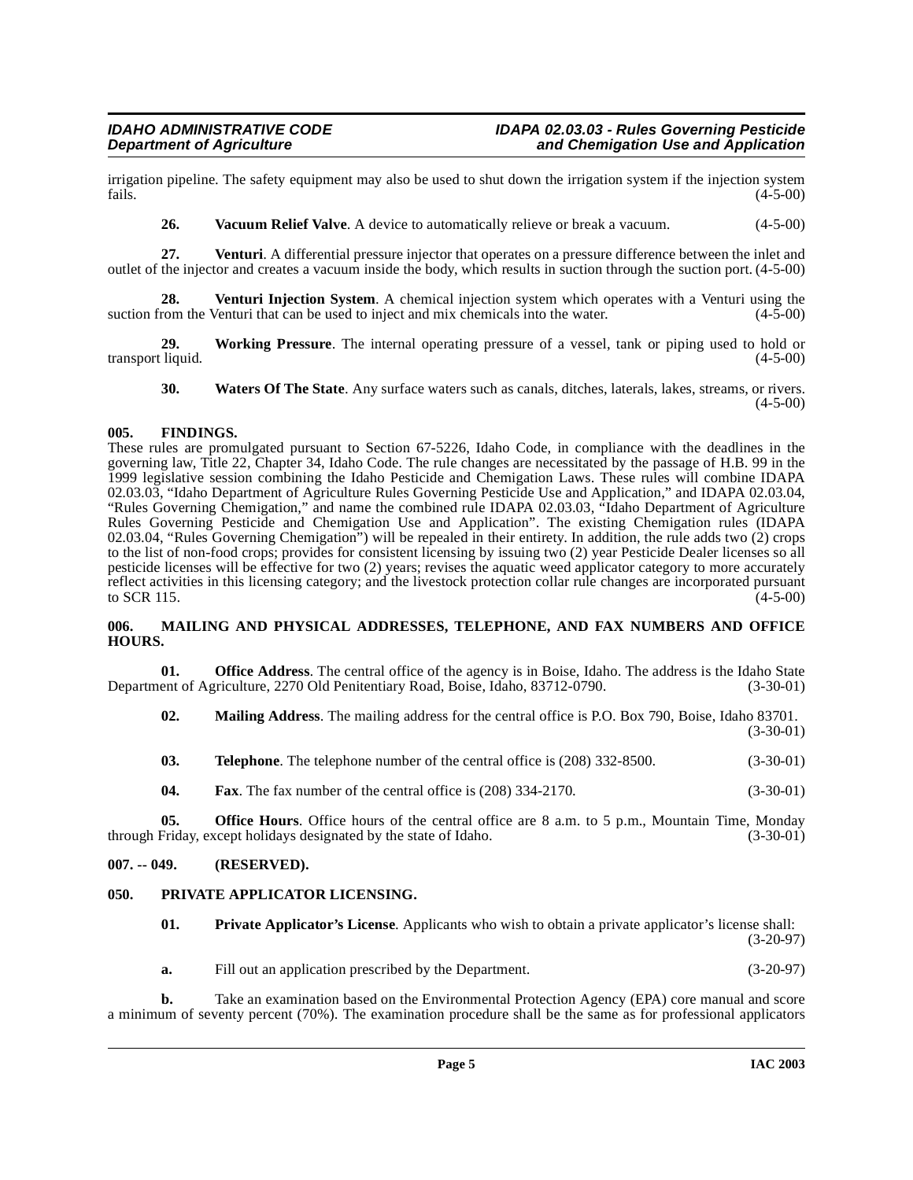irrigation pipeline. The safety equipment may also be used to shut down the irrigation system if the injection system fails. (4-5-00)

**26. Vacuum Relief Valve**. A device to automatically relieve or break a vacuum. (4-5-00)

**27. Venturi**. A differential pressure injector that operates on a pressure difference between the inlet and outlet of the injector and creates a vacuum inside the body, which results in suction through the suction port. (4-5-00)

**28. Venturi Injection System**. A chemical injection system which operates with a Venturi using the suction from the Venturi that can be used to inject and mix chemicals into the water. (4-5-00)

**29. Working Pressure**. The internal operating pressure of a vessel, tank or piping used to hold or transport liquid. (4-5-00)

**30. Waters Of The State**. Any surface waters such as canals, ditches, laterals, lakes, streams, or rivers. (4-5-00)

## 005. FINDINGS.

These rules are promulgated pursuant to Section 67-5226, Idaho Code, in compliance with the deadlines in the governing law, Title 22, Chapter 34, Idaho Code. The rule changes are necessitated by the passage of H.B. 99 in the 1999 legislative session combining the Idaho Pesticide and Chemigation Laws. These rules will combine IDAPA 02.03.03, "Idaho Department of Agriculture Rules Governing Pesticide Use and Application," and IDAPA 02.03.04, "Rules Governing Chemigation," and name the combined rule IDAPA 02.03.03, "Idaho Department of Agriculture Rules Governing Pesticide and Chemigation Use and Application". The existing Chemigation rules (IDAPA 02.03.04, "Rules Governing Chemigation") will be repealed in their entirety. In addition, the rule adds two (2) crops to the list of non-food crops; provides for consistent licensing by issuing two (2) year Pesticide Dealer licenses so all pesticide licenses will be effective for two (2) years; revises the aquatic weed applicator category to more accurately reflect activities in this licensing category; and the livestock protection collar rule changes are incorporated pursuant to SCR 115. (4-5-00)

## 006. MAILING AND PHYSICAL ADDRESSES, TELEPHONE, AND FAX NUMBERS AND OFFICE HOURS.

**01. Office Address**. The central office of the agency is in Boise, Idaho. The address is the Idaho State Department of Agriculture, 2270 Old Penitentiary Road, Boise, Idaho, 83712-0790. (3-30-01)

**02. Mailing Address**. The mailing address for the central office is P.O. Box 790, Boise, Idaho 83701. (3-30-01)

**03. Telephone**. The telephone number of the central office is (208) 332-8500. (3-30-01)

**04. Fax**. The fax number of the central office is (208) 334-2170. (3-30-01)

**05. Office Hours**. Office hours of the central office are 8 a.m. to 5 p.m., Mountain Time, Monday through Friday, except holidays designated by the state of Idaho. (3-30-01)

## 007. -- 049. (RESERVED).

## 050. PRIVATE APPLICATOR LICENSING.

**01. Private Applicator's License**. Applicants who wish to obtain a private applicator's license shall: (3-20-97)

**a.** Fill out an application prescribed by the Department. (3-20-97)

**b.** Take an examination based on the Environmental Protection Agency (EPA) core manual and score a minimum of seventy percent (70%). The examination procedure shall be the same as for professional applicators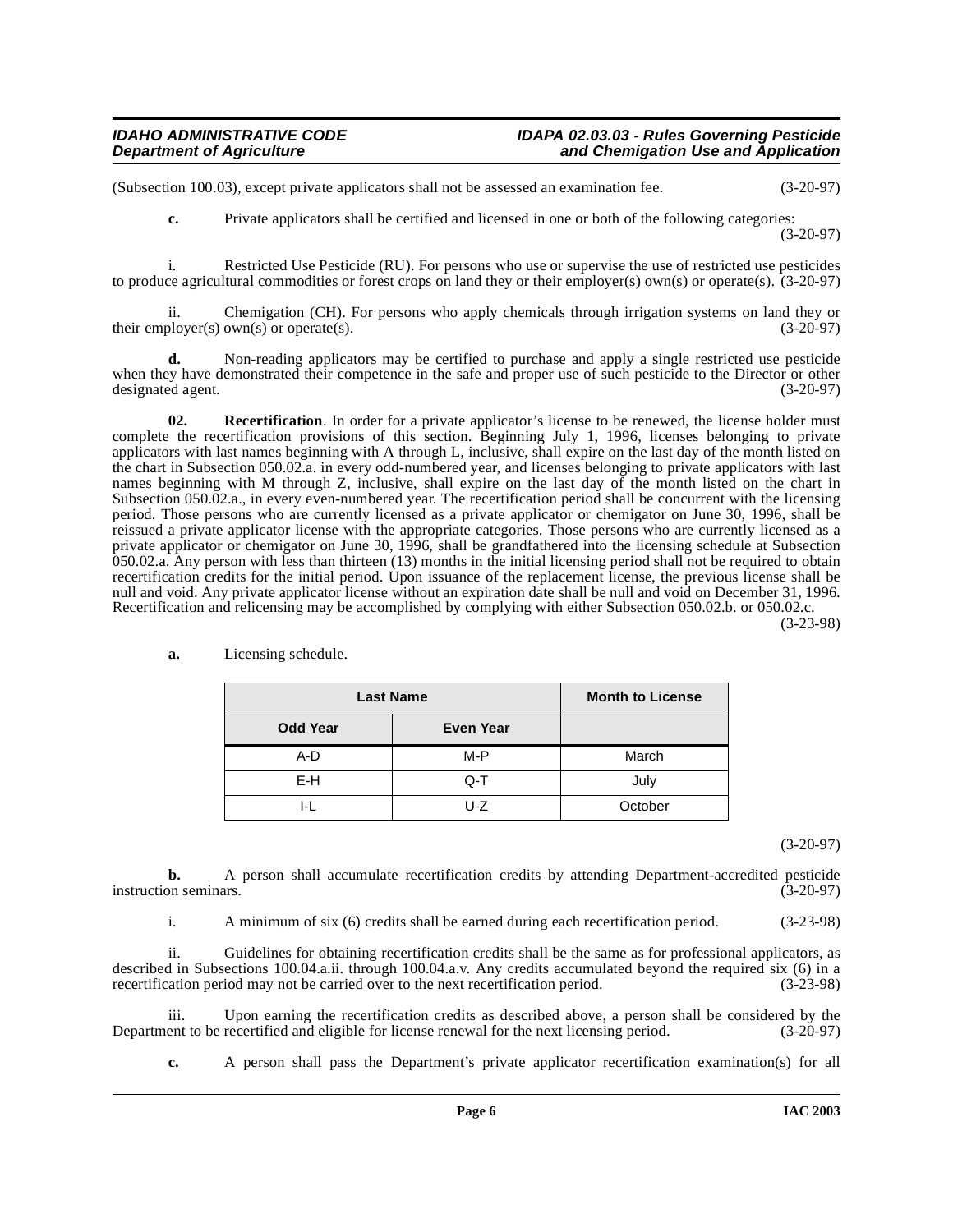(Subsection 100.03), except private applicators shall not be assessed an examination fee. (3-20-97)

**c.** Private applicators shall be certified and licensed in one or both of the following categories: (3-20-97)

i. Restricted Use Pesticide (RU). For persons who use or supervise the use of restricted use pesticides to produce agricultural commodities or forest crops on land they or their employer(s) own(s) or operate(s). (3-20-97)

ii. Chemigation (CH). For persons who apply chemicals through irrigation systems on land they or their employer(s) own(s) or operate(s). (3-20-97)

**d.** Non-reading applicators may be certified to purchase and apply a single restricted use pesticide when they have demonstrated their competence in the safe and proper use of such pesticide to the Director or other designated agent. (3-20-97)

**02. Recertification**. In order for a private applicator's license to be renewed, the license holder must complete the recertification provisions of this section. Beginning July 1, 1996, licenses belonging to private applicators with last names beginning with A through L, inclusive, shall expire on the last day of the month listed on the chart in Subsection 050.02.a. in every odd-numbered year, and licenses belonging to private applicators with last names beginning with M through Z, inclusive, shall expire on the last day of the month listed on the chart in Subsection 050.02.a., in every even-numbered year. The recertification period shall be concurrent with the licensing period. Those persons who are currently licensed as a private applicator or chemigator on June 30, 1996, shall be reissued a private applicator license with the appropriate categories. Those persons who are currently licensed as a private applicator or chemigator on June 30, 1996, shall be grandfathered into the licensing schedule at Subsection 050.02.a. Any person with less than thirteen (13) months in the initial licensing period shall not be required to obtain recertification credits for the initial period. Upon issuance of the replacement license, the previous license shall be null and void. Any private applicator license without an expiration date shall be null and void on December 31, 1996. Recertification and relicensing may be accomplished by complying with either Subsection 050.02.b. or 050.02.c. (3-23-98)

**a.** Licensing schedule.

| Last Name | | Month to License |
|---|---|---|
| Odd Year | Even Year | |
| A-D | M-P | March |
| E-H | Q-T | July |
| I-L | U-Z | October |

(3-20-97)

**b.** A person shall accumulate recertification credits by attending Department-accredited pesticide instruction seminars. (3-20-97)

i. A minimum of six (6) credits shall be earned during each recertification period. (3-23-98)

ii. Guidelines for obtaining recertification credits shall be the same as for professional applicators, as described in Subsections 100.04.a.ii. through 100.04.a.v. Any credits accumulated beyond the required six (6) in a recertification period may not be carried over to the next recertification period. (3-23-98)

iii. Upon earning the recertification credits as described above, a person shall be considered by the Department to be recertified and eligible for license renewal for the next licensing period. (3-20-97)

**c.** A person shall pass the Department's private applicator recertification examination(s) for all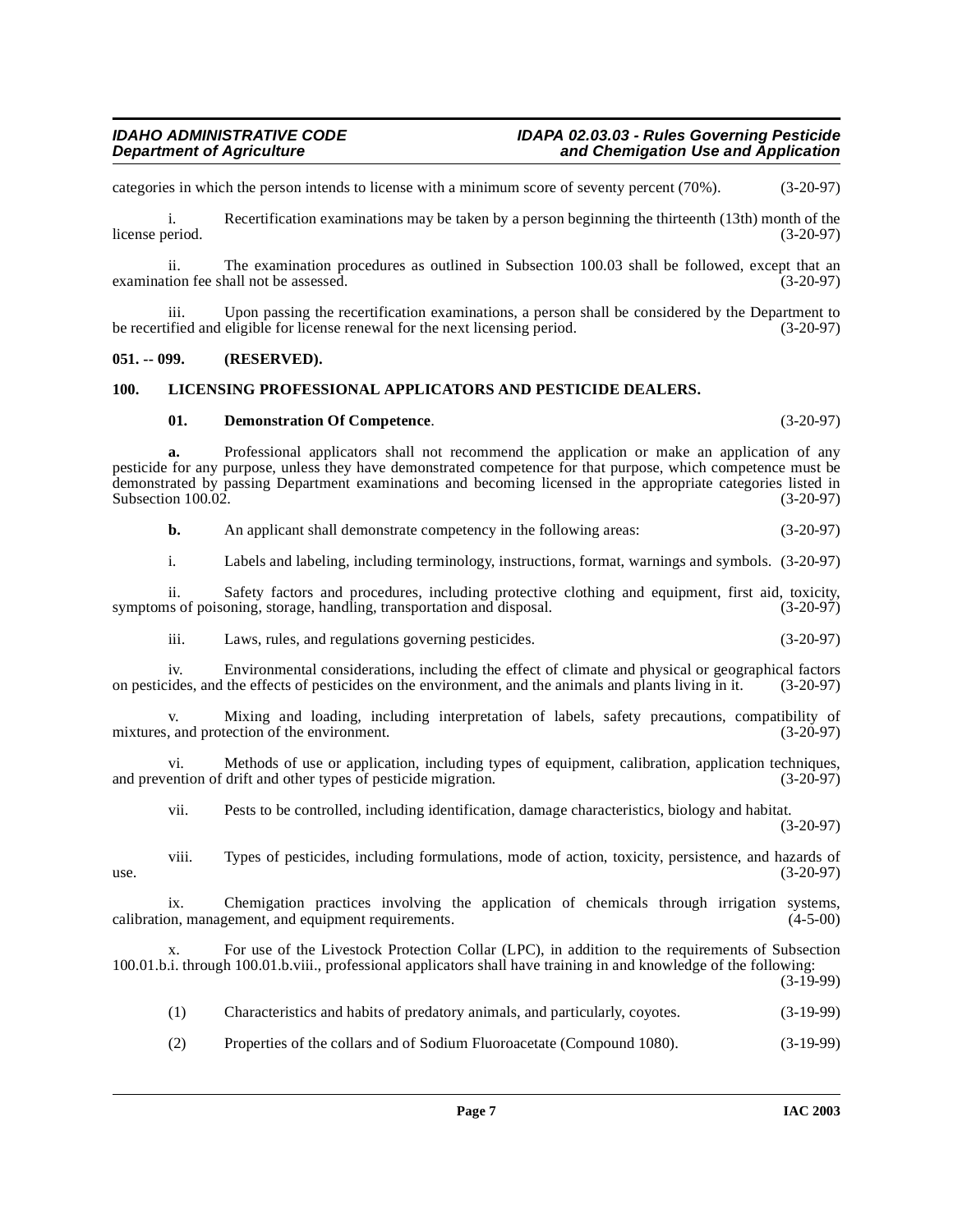categories in which the person intends to license with a minimum score of seventy percent (70%). (3-20-97)

i. Recertification examinations may be taken by a person beginning the thirteenth (13th) month of the license period. (3-20-97)

ii. The examination procedures as outlined in Subsection 100.03 shall be followed, except that an examination fee shall not be assessed. (3-20-97)

iii. Upon passing the recertification examinations, a person shall be considered by the Department to be recertified and eligible for license renewal for the next licensing period. (3-20-97)

## 051. -- 099. (RESERVED).

## 100. LICENSING PROFESSIONAL APPLICATORS AND PESTICIDE DEALERS.

**01. Demonstration Of Competence**. (3-20-97)

**a.** Professional applicators shall not recommend the application or make an application of any pesticide for any purpose, unless they have demonstrated competence for that purpose, which competence must be demonstrated by passing Department examinations and becoming licensed in the appropriate categories listed in Subsection 100.02. (3-20-97)

**b.** An applicant shall demonstrate competency in the following areas: (3-20-97)

i. Labels and labeling, including terminology, instructions, format, warnings and symbols. (3-20-97)

ii. Safety factors and procedures, including protective clothing and equipment, first aid, toxicity, symptoms of poisoning, storage, handling, transportation and disposal. (3-20-97)

iii. Laws, rules, and regulations governing pesticides. (3-20-97)

iv. Environmental considerations, including the effect of climate and physical or geographical factors on pesticides, and the effects of pesticides on the environment, and the animals and plants living in it. (3-20-97)

v. Mixing and loading, including interpretation of labels, safety precautions, compatibility of mixtures, and protection of the environment. (3-20-97)

vi. Methods of use or application, including types of equipment, calibration, application techniques, and prevention of drift and other types of pesticide migration. (3-20-97)

vii. Pests to be controlled, including identification, damage characteristics, biology and habitat. (3-20-97)

viii. Types of pesticides, including formulations, mode of action, toxicity, persistence, and hazards of use. (3-20-97)

ix. Chemigation practices involving the application of chemicals through irrigation systems, calibration, management, and equipment requirements. (4-5-00)

x. For use of the Livestock Protection Collar (LPC), in addition to the requirements of Subsection 100.01.b.i. through 100.01.b.viii., professional applicators shall have training in and knowledge of the following: (3-19-99)

(1) Characteristics and habits of predatory animals, and particularly, coyotes. (3-19-99)

(2) Properties of the collars and of Sodium Fluoroacetate (Compound 1080). (3-19-99)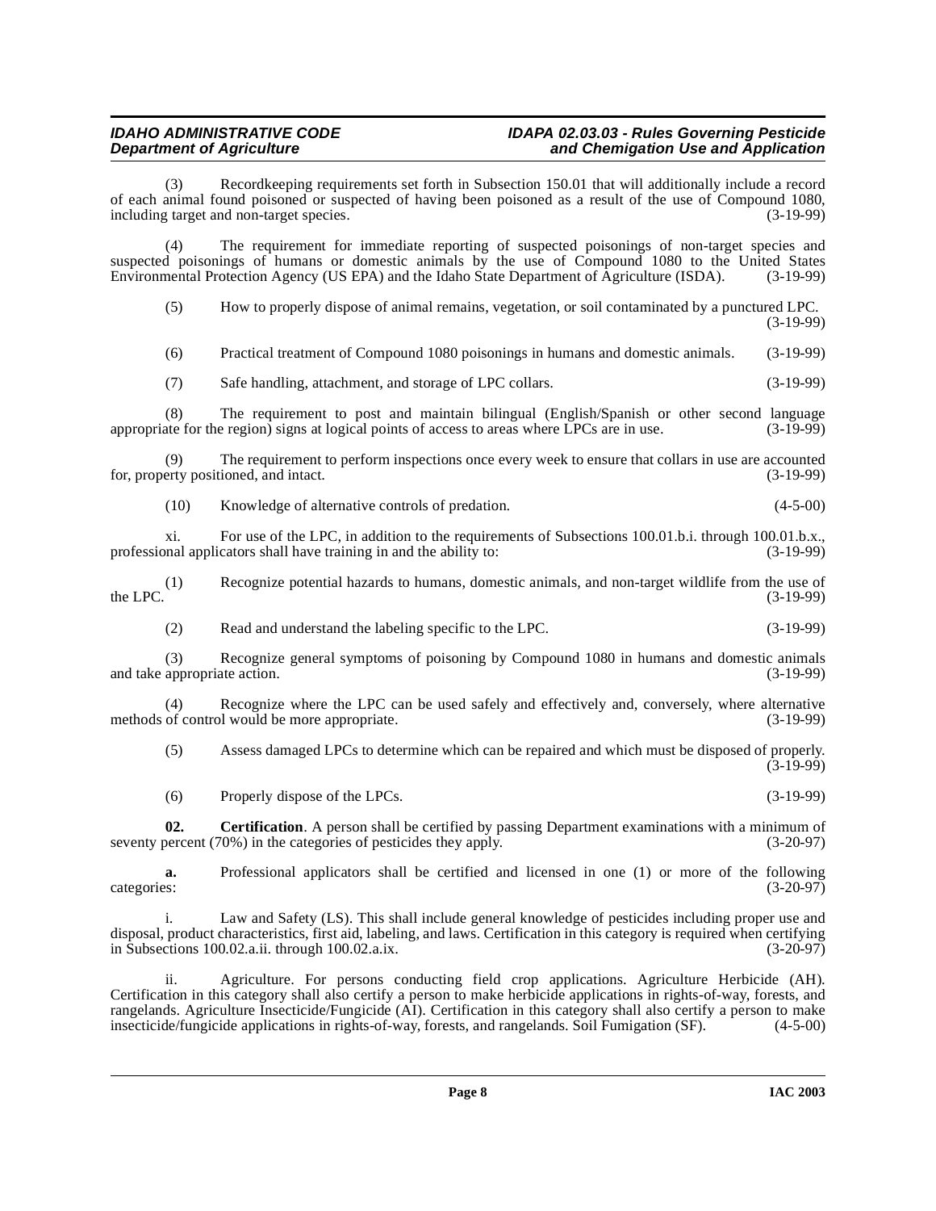(3) Recordkeeping requirements set forth in Subsection 150.01 that will additionally include a record of each animal found poisoned or suspected of having been poisoned as a result of the use of Compound 1080, including target and non-target species. (3-19-99)

(4) The requirement for immediate reporting of suspected poisonings of non-target species and suspected poisonings of humans or domestic animals by the use of Compound 1080 to the United States Environmental Protection Agency (US EPA) and the Idaho State Department of Agriculture (ISDA). (3-19-99)

(5) How to properly dispose of animal remains, vegetation, or soil contaminated by a punctured LPC. (3-19-99)

(6) Practical treatment of Compound 1080 poisonings in humans and domestic animals. (3-19-99)

(7) Safe handling, attachment, and storage of LPC collars. (3-19-99)

(8) The requirement to post and maintain bilingual (English/Spanish or other second language appropriate for the region) signs at logical points of access to areas where LPCs are in use. (3-19-99)

(9) The requirement to perform inspections once every week to ensure that collars in use are accounted for, property positioned, and intact. (3-19-99)

(10) Knowledge of alternative controls of predation. (4-5-00)

xi. For use of the LPC, in addition to the requirements of Subsections 100.01.b.i. through 100.01.b.x., professional applicators shall have training in and the ability to: (3-19-99)

(1) Recognize potential hazards to humans, domestic animals, and non-target wildlife from the use of the LPC. (3-19-99)

(2) Read and understand the labeling specific to the LPC. (3-19-99)

(3) Recognize general symptoms of poisoning by Compound 1080 in humans and domestic animals and take appropriate action. (3-19-99)

(4) Recognize where the LPC can be used safely and effectively and, conversely, where alternative methods of control would be more appropriate. (3-19-99)

(5) Assess damaged LPCs to determine which can be repaired and which must be disposed of properly. (3-19-99)

(6) Properly dispose of the LPCs. (3-19-99)

**02. Certification**. A person shall be certified by passing Department examinations with a minimum of seventy percent (70%) in the categories of pesticides they apply. (3-20-97)

**a.** Professional applicators shall be certified and licensed in one (1) or more of the following categories: (3-20-97)

i. Law and Safety (LS). This shall include general knowledge of pesticides including proper use and disposal, product characteristics, first aid, labeling, and laws. Certification in this category is required when certifying in Subsections 100.02.a.ii. through 100.02.a.ix. (3-20-97)

ii. Agriculture. For persons conducting field crop applications. Agriculture Herbicide (AH). Certification in this category shall also certify a person to make herbicide applications in rights-of-way, forests, and rangelands. Agriculture Insecticide/Fungicide (AI). Certification in this category shall also certify a person to make insecticide/fungicide applications in rights-of-way, forests, and rangelands. Soil Fumigation (SF). (4-5-00)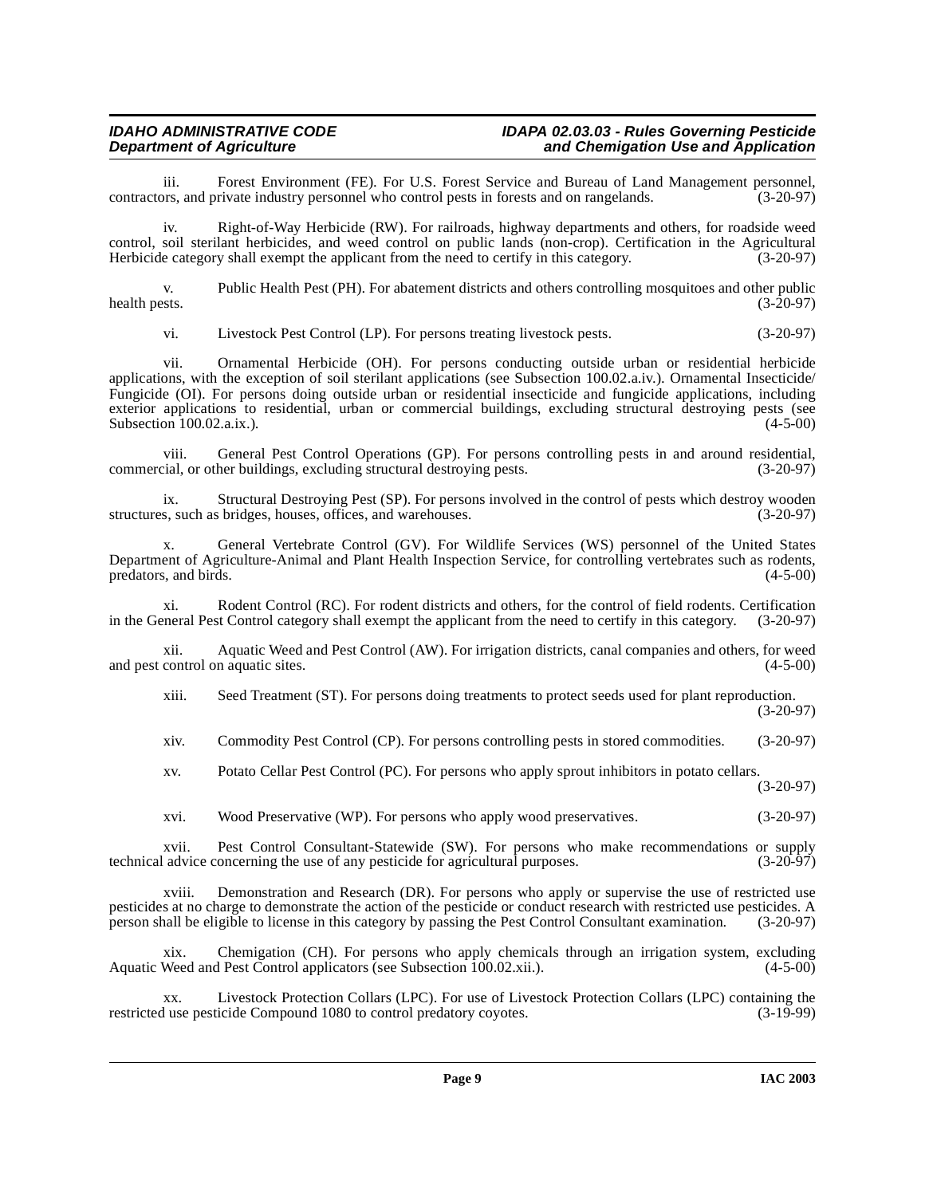iii. Forest Environment (FE). For U.S. Forest Service and Bureau of Land Management personnel, contractors, and private industry personnel who control pests in forests and on rangelands. (3-20-97)

iv. Right-of-Way Herbicide (RW). For railroads, highway departments and others, for roadside weed control, soil sterilant herbicides, and weed control on public lands (non-crop). Certification in the Agricultural Herbicide category shall exempt the applicant from the need to certify in this category. (3-20-97)

v. Public Health Pest (PH). For abatement districts and others controlling mosquitoes and other public health pests. (3-20-97)

vi. Livestock Pest Control (LP). For persons treating livestock pests. (3-20-97)

vii. Ornamental Herbicide (OH). For persons conducting outside urban or residential herbicide applications, with the exception of soil sterilant applications (see Subsection 100.02.a.iv.). Ornamental Insecticide/ Fungicide (OI). For persons doing outside urban or residential insecticide and fungicide applications, including exterior applications to residential, urban or commercial buildings, excluding structural destroying pests (see Subsection 100.02.a.ix.). (4-5-00)

viii. General Pest Control Operations (GP). For persons controlling pests in and around residential, commercial, or other buildings, excluding structural destroying pests. (3-20-97)

ix. Structural Destroying Pest (SP). For persons involved in the control of pests which destroy wooden structures, such as bridges, houses, offices, and warehouses. (3-20-97)

x. General Vertebrate Control (GV). For Wildlife Services (WS) personnel of the United States Department of Agriculture-Animal and Plant Health Inspection Service, for controlling vertebrates such as rodents, predators, and birds. (4-5-00)

xi. Rodent Control (RC). For rodent districts and others, for the control of field rodents. Certification in the General Pest Control category shall exempt the applicant from the need to certify in this category. (3-20-97)

xii. Aquatic Weed and Pest Control (AW). For irrigation districts, canal companies and others, for weed and pest control on aquatic sites. (4-5-00)

xiii. Seed Treatment (ST). For persons doing treatments to protect seeds used for plant reproduction. (3-20-97)

xiv. Commodity Pest Control (CP). For persons controlling pests in stored commodities. (3-20-97)

xv. Potato Cellar Pest Control (PC). For persons who apply sprout inhibitors in potato cellars. (3-20-97)

xvi. Wood Preservative (WP). For persons who apply wood preservatives. (3-20-97)

xvii. Pest Control Consultant-Statewide (SW). For persons who make recommendations or supply technical advice concerning the use of any pesticide for agricultural purposes. (3-20-97)

xviii. Demonstration and Research (DR). For persons who apply or supervise the use of restricted use pesticides at no charge to demonstrate the action of the pesticide or conduct research with restricted use pesticides. A person shall be eligible to license in this category by passing the Pest Control Consultant examination. (3-20-97)

xix. Chemigation (CH). For persons who apply chemicals through an irrigation system, excluding Aquatic Weed and Pest Control applicators (see Subsection 100.02.xii.). (4-5-00)

xx. Livestock Protection Collars (LPC). For use of Livestock Protection Collars (LPC) containing the restricted use pesticide Compound 1080 to control predatory coyotes. (3-19-99)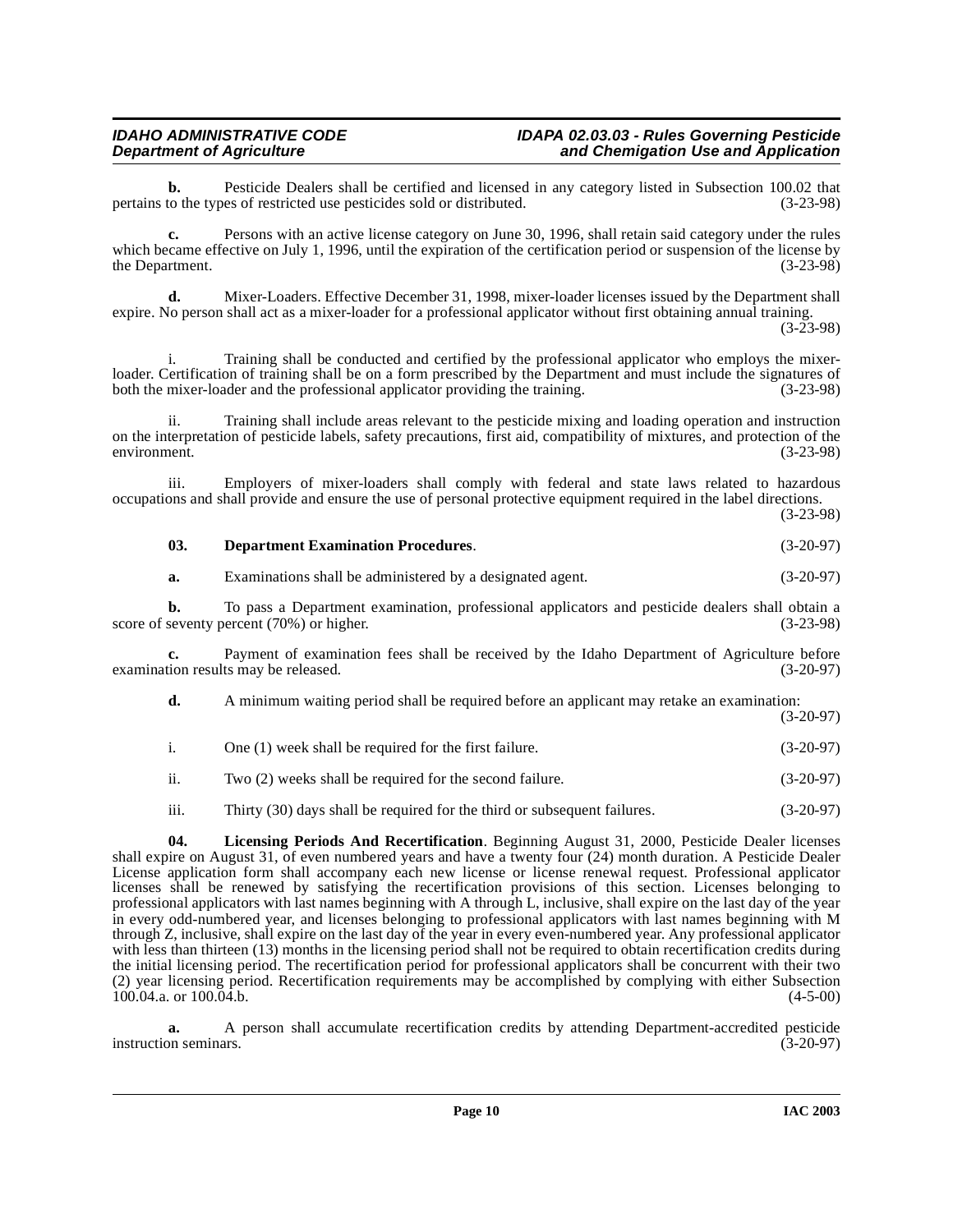**b.** Pesticide Dealers shall be certified and licensed in any category listed in Subsection 100.02 that pertains to the types of restricted use pesticides sold or distributed. (3-23-98)

**c.** Persons with an active license category on June 30, 1996, shall retain said category under the rules which became effective on July 1, 1996, until the expiration of the certification period or suspension of the license by the Department. (3-23-98)

**d.** Mixer-Loaders. Effective December 31, 1998, mixer-loader licenses issued by the Department shall expire. No person shall act as a mixer-loader for a professional applicator without first obtaining annual training. (3-23-98)

i. Training shall be conducted and certified by the professional applicator who employs the mixer-loader. Certification of training shall be on a form prescribed by the Department and must include the signatures of both the mixer-loader and the professional applicator providing the training. (3-23-98)

ii. Training shall include areas relevant to the pesticide mixing and loading operation and instruction on the interpretation of pesticide labels, safety precautions, first aid, compatibility of mixtures, and protection of the environment. (3-23-98)

iii. Employers of mixer-loaders shall comply with federal and state laws related to hazardous occupations and shall provide and ensure the use of personal protective equipment required in the label directions. (3-23-98)

**03. Department Examination Procedures**. (3-20-97)

**a.** Examinations shall be administered by a designated agent. (3-20-97)

**b.** To pass a Department examination, professional applicators and pesticide dealers shall obtain a score of seventy percent (70%) or higher. (3-23-98)

**c.** Payment of examination fees shall be received by the Idaho Department of Agriculture before examination results may be released. (3-20-97)

**d.** A minimum waiting period shall be required before an applicant may retake an examination: (3-20-97)

i. One (1) week shall be required for the first failure. (3-20-97)

ii. Two (2) weeks shall be required for the second failure. (3-20-97)

iii. Thirty (30) days shall be required for the third or subsequent failures. (3-20-97)

**04. Licensing Periods And Recertification**. Beginning August 31, 2000, Pesticide Dealer licenses shall expire on August 31, of even numbered years and have a twenty four (24) month duration. A Pesticide Dealer License application form shall accompany each new license or license renewal request. Professional applicator licenses shall be renewed by satisfying the recertification provisions of this section. Licenses belonging to professional applicators with last names beginning with A through L, inclusive, shall expire on the last day of the year in every odd-numbered year, and licenses belonging to professional applicators with last names beginning with M through Z, inclusive, shall expire on the last day of the year in every even-numbered year. Any professional applicator with less than thirteen (13) months in the licensing period shall not be required to obtain recertification credits during the initial licensing period. The recertification period for professional applicators shall be concurrent with their two (2) year licensing period. Recertification requirements may be accomplished by complying with either Subsection 100.04.a. or 100.04.b. (4-5-00)

**a.** A person shall accumulate recertification credits by attending Department-accredited pesticide instruction seminars. (3-20-97)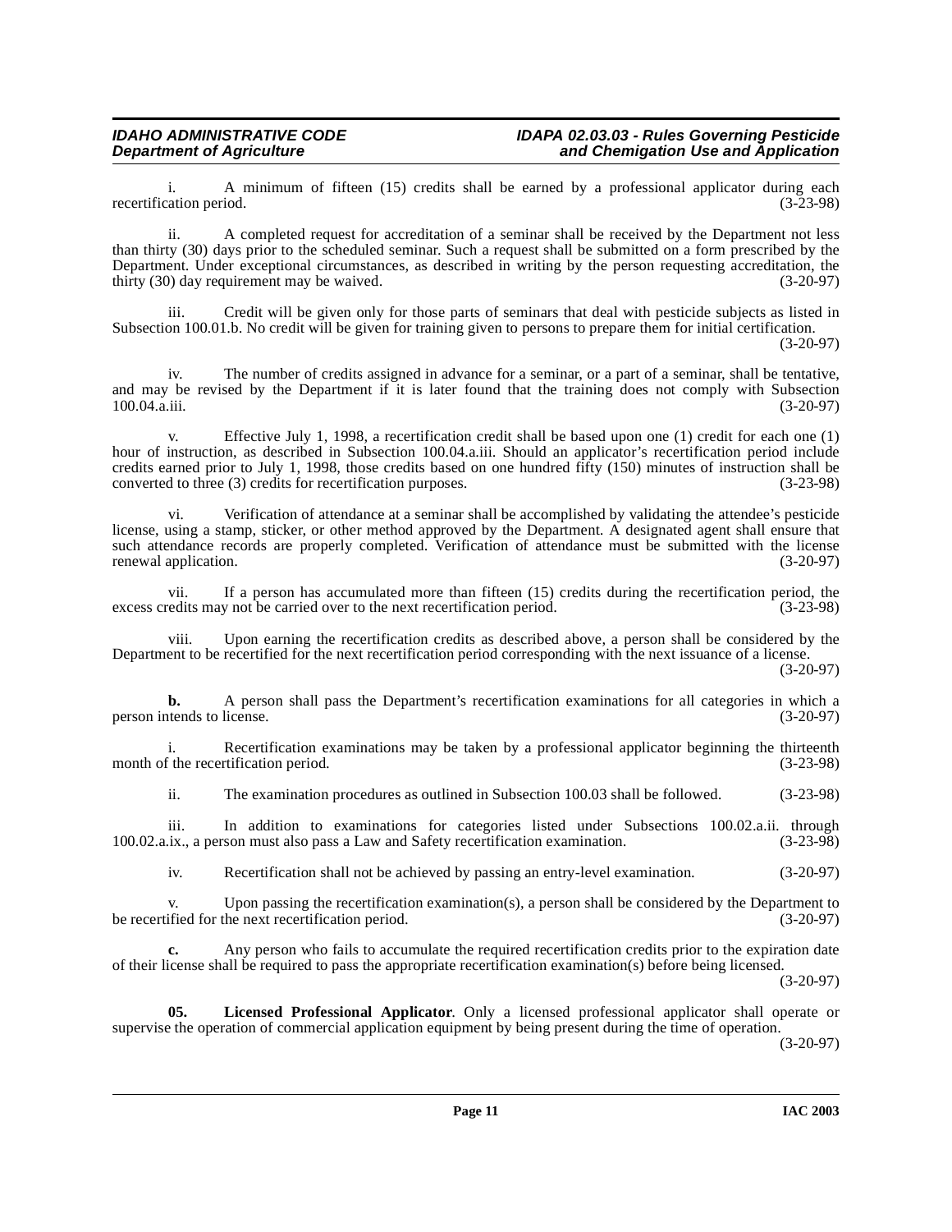i. A minimum of fifteen (15) credits shall be earned by a professional applicator during each recertification period. (3-23-98)

ii. A completed request for accreditation of a seminar shall be received by the Department not less than thirty (30) days prior to the scheduled seminar. Such a request shall be submitted on a form prescribed by the Department. Under exceptional circumstances, as described in writing by the person requesting accreditation, the thirty (30) day requirement may be waived. (3-20-97)

iii. Credit will be given only for those parts of seminars that deal with pesticide subjects as listed in Subsection 100.01.b. No credit will be given for training given to persons to prepare them for initial certification. (3-20-97)

iv. The number of credits assigned in advance for a seminar, or a part of a seminar, shall be tentative, and may be revised by the Department if it is later found that the training does not comply with Subsection 100.04.a.iii. (3-20-97)

v. Effective July 1, 1998, a recertification credit shall be based upon one (1) credit for each one (1) hour of instruction, as described in Subsection 100.04.a.iii. Should an applicator's recertification period include credits earned prior to July 1, 1998, those credits based on one hundred fifty (150) minutes of instruction shall be converted to three (3) credits for recertification purposes. (3-23-98)

vi. Verification of attendance at a seminar shall be accomplished by validating the attendee's pesticide license, using a stamp, sticker, or other method approved by the Department. A designated agent shall ensure that such attendance records are properly completed. Verification of attendance must be submitted with the license renewal application. (3-20-97)

vii. If a person has accumulated more than fifteen (15) credits during the recertification period, the excess credits may not be carried over to the next recertification period. (3-23-98)

viii. Upon earning the recertification credits as described above, a person shall be considered by the Department to be recertified for the next recertification period corresponding with the next issuance of a license. (3-20-97)

**b.** A person shall pass the Department's recertification examinations for all categories in which a person intends to license. (3-20-97)

i. Recertification examinations may be taken by a professional applicator beginning the thirteenth month of the recertification period. (3-23-98)

ii. The examination procedures as outlined in Subsection 100.03 shall be followed. (3-23-98)

iii. In addition to examinations for categories listed under Subsections 100.02.a.ii. through 100.02.a.ix., a person must also pass a Law and Safety recertification examination. (3-23-98)

iv. Recertification shall not be achieved by passing an entry-level examination. (3-20-97)

v. Upon passing the recertification examination(s), a person shall be considered by the Department to be recertified for the next recertification period. (3-20-97)

**c.** Any person who fails to accumulate the required recertification credits prior to the expiration date of their license shall be required to pass the appropriate recertification examination(s) before being licensed. (3-20-97)

**05. Licensed Professional Applicator**. Only a licensed professional applicator shall operate or supervise the operation of commercial application equipment by being present during the time of operation. (3-20-97)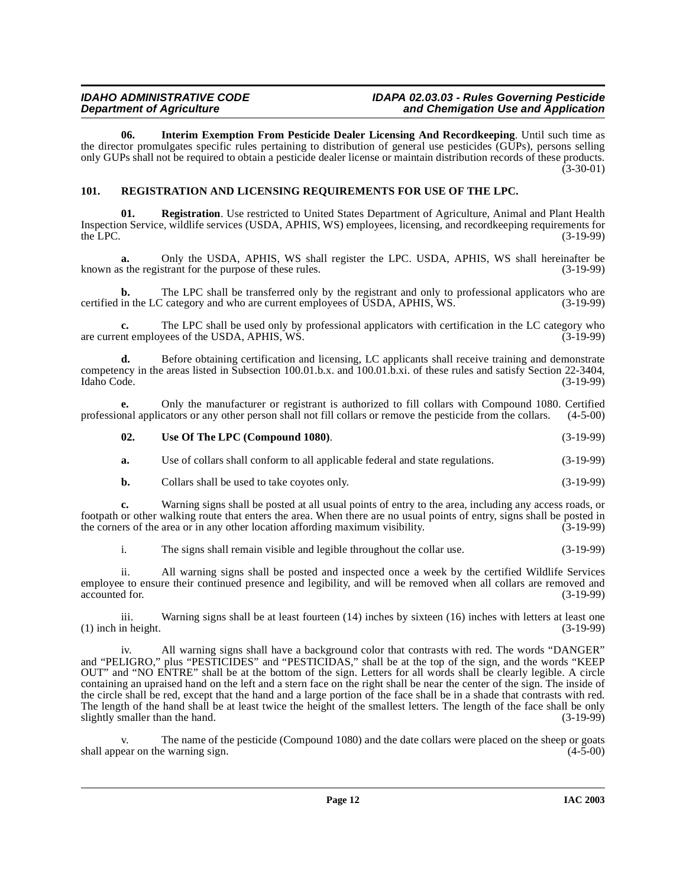**06. Interim Exemption From Pesticide Dealer Licensing And Recordkeeping**. Until such time as the director promulgates specific rules pertaining to distribution of general use pesticides (GUPs), persons selling only GUPs shall not be required to obtain a pesticide dealer license or maintain distribution records of these products. (3-30-01)

## 101. REGISTRATION AND LICENSING REQUIREMENTS FOR USE OF THE LPC.

**01. Registration**. Use restricted to United States Department of Agriculture, Animal and Plant Health Inspection Service, wildlife services (USDA, APHIS, WS) employees, licensing, and recordkeeping requirements for the LPC. (3-19-99)

**a.** Only the USDA, APHIS, WS shall register the LPC. USDA, APHIS, WS shall hereinafter be known as the registrant for the purpose of these rules. (3-19-99)

**b.** The LPC shall be transferred only by the registrant and only to professional applicators who are certified in the LC category and who are current employees of USDA, APHIS, WS. (3-19-99)

**c.** The LPC shall be used only by professional applicators with certification in the LC category who are current employees of the USDA, APHIS, WS. (3-19-99)

**d.** Before obtaining certification and licensing, LC applicants shall receive training and demonstrate competency in the areas listed in Subsection 100.01.b.x. and 100.01.b.xi. of these rules and satisfy Section 22-3404, Idaho Code. (3-19-99)

**e.** Only the manufacturer or registrant is authorized to fill collars with Compound 1080. Certified professional applicators or any other person shall not fill collars or remove the pesticide from the collars. (4-5-00)

**02. Use Of The LPC (Compound 1080)**. (3-19-99)

**a.** Use of collars shall conform to all applicable federal and state regulations. (3-19-99)

**b.** Collars shall be used to take coyotes only. (3-19-99)

**c.** Warning signs shall be posted at all usual points of entry to the area, including any access roads, or footpath or other walking route that enters the area. When there are no usual points of entry, signs shall be posted in the corners of the area or in any other location affording maximum visibility. (3-19-99)

i. The signs shall remain visible and legible throughout the collar use. (3-19-99)

ii. All warning signs shall be posted and inspected once a week by the certified Wildlife Services employee to ensure their continued presence and legibility, and will be removed when all collars are removed and accounted for. (3-19-99)

iii. Warning signs shall be at least fourteen (14) inches by sixteen (16) inches with letters at least one (1) inch in height. (3-19-99)

iv. All warning signs shall have a background color that contrasts with red. The words "DANGER" and "PELIGRO," plus "PESTICIDES" and "PESTICIDAS," shall be at the top of the sign, and the words "KEEP OUT" and "NO ENTRE" shall be at the bottom of the sign. Letters for all words shall be clearly legible. A circle containing an upraised hand on the left and a stern face on the right shall be near the center of the sign. The inside of the circle shall be red, except that the hand and a large portion of the face shall be in a shade that contrasts with red. The length of the hand shall be at least twice the height of the smallest letters. The length of the face shall be only slightly smaller than the hand. (3-19-99)

v. The name of the pesticide (Compound 1080) and the date collars were placed on the sheep or goats shall appear on the warning sign. (4-5-00)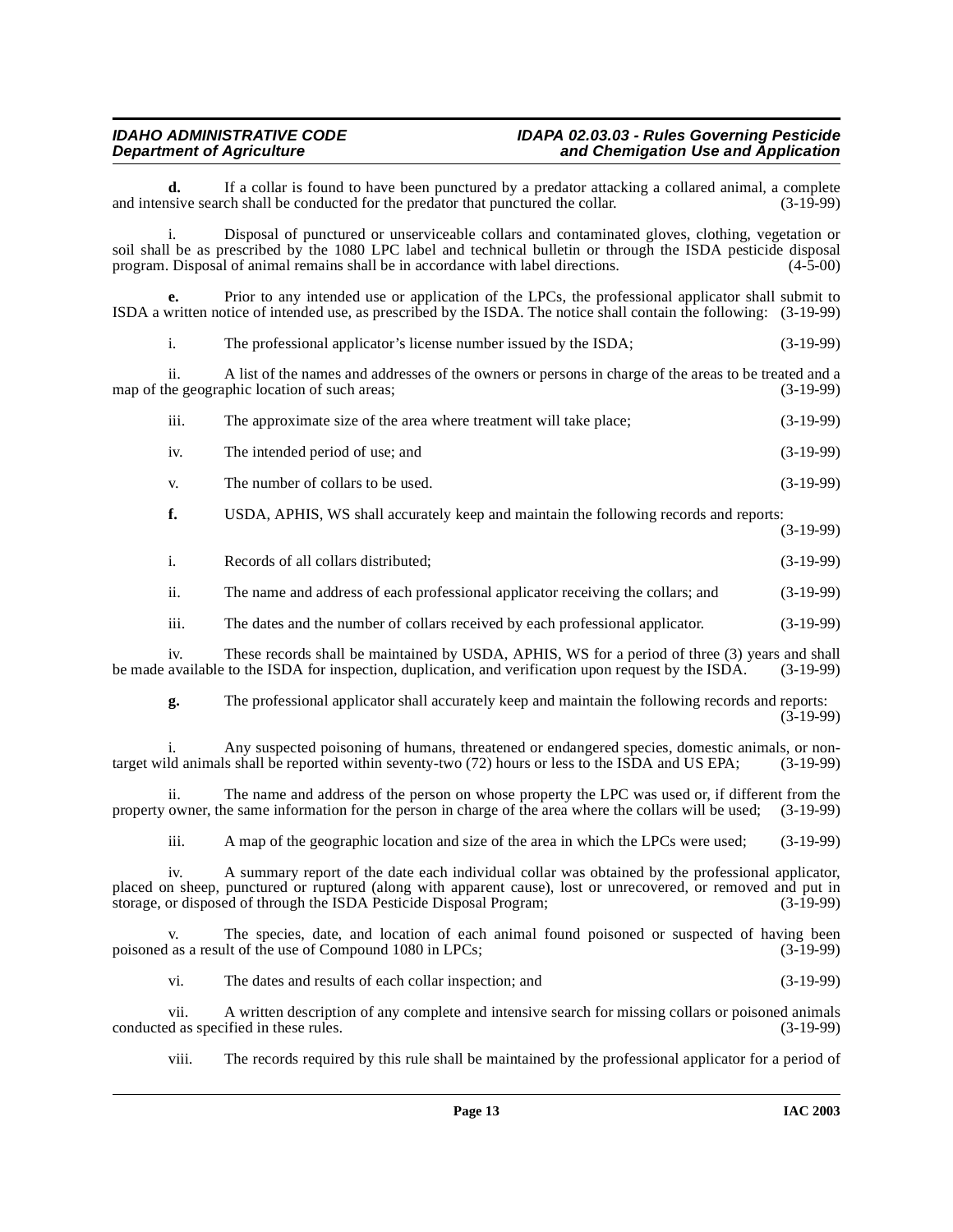**d.** If a collar is found to have been punctured by a predator attacking a collared animal, a complete and intensive search shall be conducted for the predator that punctured the collar. (3-19-99)

i. Disposal of punctured or unserviceable collars and contaminated gloves, clothing, vegetation or soil shall be as prescribed by the 1080 LPC label and technical bulletin or through the ISDA pesticide disposal program. Disposal of animal remains shall be in accordance with label directions. (4-5-00)

**e.** Prior to any intended use or application of the LPCs, the professional applicator shall submit to ISDA a written notice of intended use, as prescribed by the ISDA. The notice shall contain the following: (3-19-99)

i. The professional applicator's license number issued by the ISDA; (3-19-99)

ii. A list of the names and addresses of the owners or persons in charge of the areas to be treated and a map of the geographic location of such areas; (3-19-99)

iii. The approximate size of the area where treatment will take place; (3-19-99)

iv. The intended period of use; and (3-19-99)

v. The number of collars to be used. (3-19-99)

**f.** USDA, APHIS, WS shall accurately keep and maintain the following records and reports: (3-19-99)

i. Records of all collars distributed; (3-19-99)

ii. The name and address of each professional applicator receiving the collars; and (3-19-99)

iii. The dates and the number of collars received by each professional applicator. (3-19-99)

iv. These records shall be maintained by USDA, APHIS, WS for a period of three (3) years and shall be made available to the ISDA for inspection, duplication, and verification upon request by the ISDA. (3-19-99)

**g.** The professional applicator shall accurately keep and maintain the following records and reports: (3-19-99)

i. Any suspected poisoning of humans, threatened or endangered species, domestic animals, or non-target wild animals shall be reported within seventy-two (72) hours or less to the ISDA and US EPA; (3-19-99)

ii. The name and address of the person on whose property the LPC was used or, if different from the property owner, the same information for the person in charge of the area where the collars will be used; (3-19-99)

iii. A map of the geographic location and size of the area in which the LPCs were used; (3-19-99)

iv. A summary report of the date each individual collar was obtained by the professional applicator, placed on sheep, punctured or ruptured (along with apparent cause), lost or unrecovered, or removed and put in storage, or disposed of through the ISDA Pesticide Disposal Program; (3-19-99)

v. The species, date, and location of each animal found poisoned or suspected of having been poisoned as a result of the use of Compound 1080 in LPCs; (3-19-99)

vi. The dates and results of each collar inspection; and (3-19-99)

vii. A written description of any complete and intensive search for missing collars or poisoned animals conducted as specified in these rules. (3-19-99)

viii. The records required by this rule shall be maintained by the professional applicator for a period of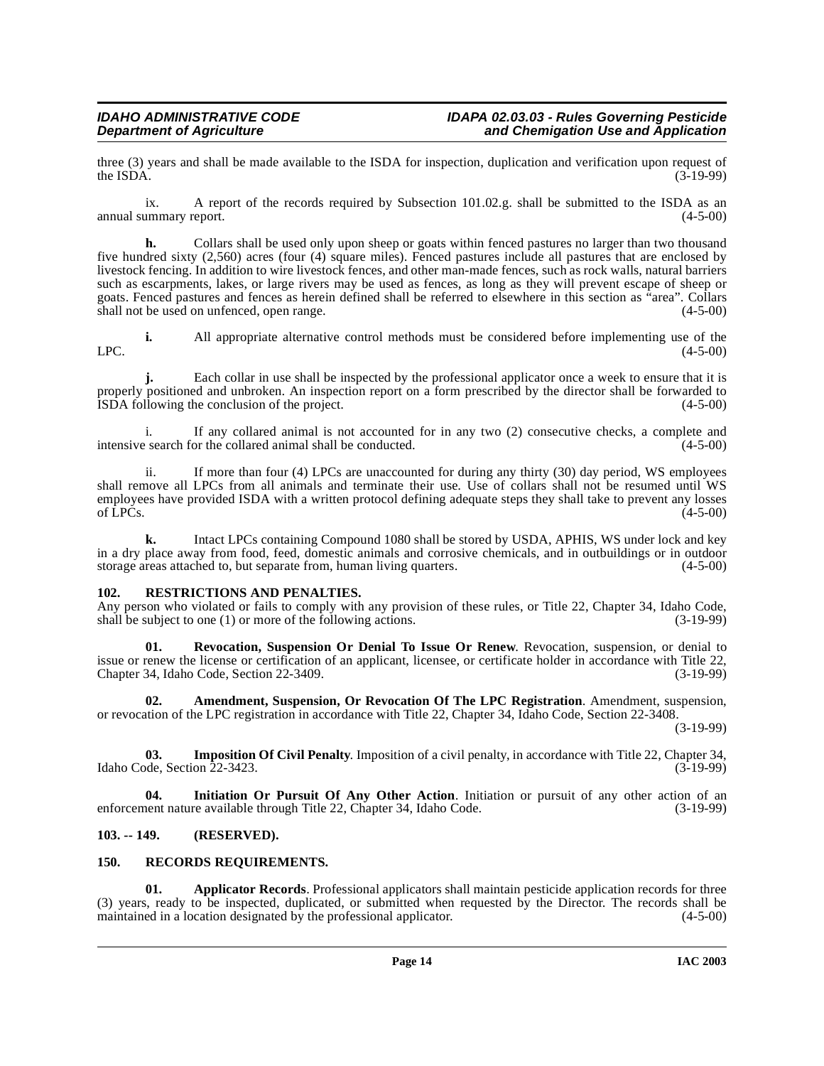three (3) years and shall be made available to the ISDA for inspection, duplication and verification upon request of the ISDA. (3-19-99)

ix. A report of the records required by Subsection 101.02.g. shall be submitted to the ISDA as an annual summary report. (4-5-00)

**h.** Collars shall be used only upon sheep or goats within fenced pastures no larger than two thousand five hundred sixty (2,560) acres (four (4) square miles). Fenced pastures include all pastures that are enclosed by livestock fencing. In addition to wire livestock fences, and other man-made fences, such as rock walls, natural barriers such as escarpments, lakes, or large rivers may be used as fences, as long as they will prevent escape of sheep or goats. Fenced pastures and fences as herein defined shall be referred to elsewhere in this section as "area". Collars shall not be used on unfenced, open range. (4-5-00)

**i.** All appropriate alternative control methods must be considered before implementing use of the LPC. (4-5-00)

**j.** Each collar in use shall be inspected by the professional applicator once a week to ensure that it is properly positioned and unbroken. An inspection report on a form prescribed by the director shall be forwarded to ISDA following the conclusion of the project. (4-5-00)

i. If any collared animal is not accounted for in any two (2) consecutive checks, a complete and intensive search for the collared animal shall be conducted. (4-5-00)

ii. If more than four (4) LPCs are unaccounted for during any thirty (30) day period, WS employees shall remove all LPCs from all animals and terminate their use. Use of collars shall not be resumed until WS employees have provided ISDA with a written protocol defining adequate steps they shall take to prevent any losses of LPCs. (4-5-00)

**k.** Intact LPCs containing Compound 1080 shall be stored by USDA, APHIS, WS under lock and key in a dry place away from food, feed, domestic animals and corrosive chemicals, and in outbuildings or in outdoor storage areas attached to, but separate from, human living quarters. (4-5-00)

## 102. RESTRICTIONS AND PENALTIES.

Any person who violated or fails to comply with any provision of these rules, or Title 22, Chapter 34, Idaho Code, shall be subject to one (1) or more of the following actions. (3-19-99)

**01. Revocation, Suspension Or Denial To Issue Or Renew**. Revocation, suspension, or denial to issue or renew the license or certification of an applicant, licensee, or certificate holder in accordance with Title 22, Chapter 34, Idaho Code, Section 22-3409. (3-19-99)

**02. Amendment, Suspension, Or Revocation Of The LPC Registration**. Amendment, suspension, or revocation of the LPC registration in accordance with Title 22, Chapter 34, Idaho Code, Section 22-3408. (3-19-99)

**03. Imposition Of Civil Penalty**. Imposition of a civil penalty, in accordance with Title 22, Chapter 34, Idaho Code, Section 22-3423. (3-19-99)

**04. Initiation Or Pursuit Of Any Other Action**. Initiation or pursuit of any other action of an enforcement nature available through Title 22, Chapter 34, Idaho Code. (3-19-99)

## 103. -- 149. (RESERVED).

## 150. RECORDS REQUIREMENTS.

**01. Applicator Records**. Professional applicators shall maintain pesticide application records for three (3) years, ready to be inspected, duplicated, or submitted when requested by the Director. The records shall be maintained in a location designated by the professional applicator. (4-5-00)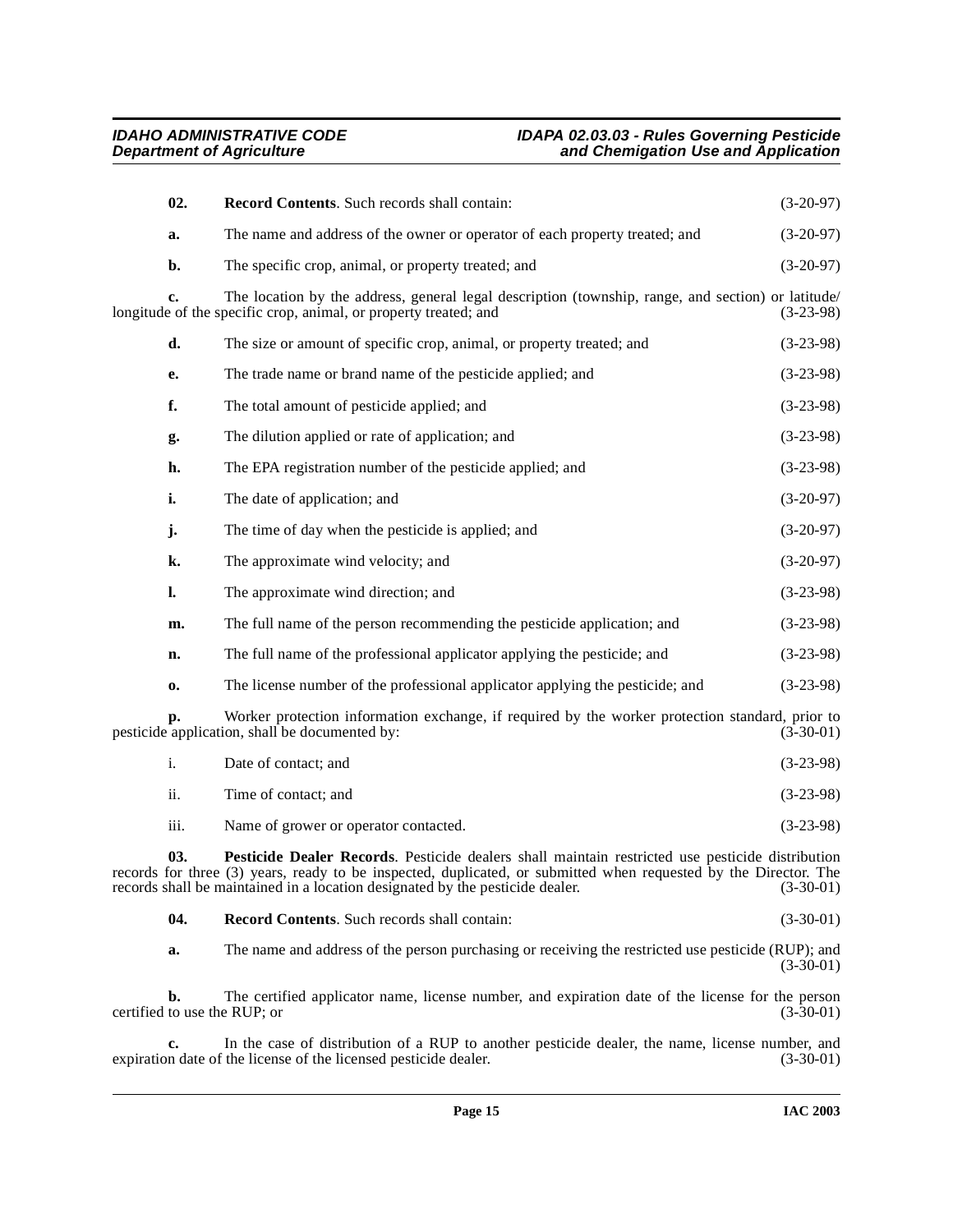**02. Record Contents**. Such records shall contain: (3-20-97)

**a.** The name and address of the owner or operator of each property treated; and (3-20-97)

**b.** The specific crop, animal, or property treated; and (3-20-97)

**c.** The location by the address, general legal description (township, range, and section) or latitude/longitude of the specific crop, animal, or property treated; and (3-23-98)

**d.** The size or amount of specific crop, animal, or property treated; and (3-23-98)

**e.** The trade name or brand name of the pesticide applied; and (3-23-98)

**f.** The total amount of pesticide applied; and (3-23-98)

**g.** The dilution applied or rate of application; and (3-23-98)

**h.** The EPA registration number of the pesticide applied; and (3-23-98)

**i.** The date of application; and (3-20-97)

**j.** The time of day when the pesticide is applied; and (3-20-97)

**k.** The approximate wind velocity; and (3-20-97)

**l.** The approximate wind direction; and (3-23-98)

**m.** The full name of the person recommending the pesticide application; and (3-23-98)

**n.** The full name of the professional applicator applying the pesticide; and (3-23-98)

**o.** The license number of the professional applicator applying the pesticide; and (3-23-98)

**p.** Worker protection information exchange, if required by the worker protection standard, prior to pesticide application, shall be documented by: (3-30-01)

i. Date of contact; and (3-23-98)

ii. Time of contact; and (3-23-98)

iii. Name of grower or operator contacted. (3-23-98)

**03. Pesticide Dealer Records**. Pesticide dealers shall maintain restricted use pesticide distribution records for three (3) years, ready to be inspected, duplicated, or submitted when requested by the Director. The records shall be maintained in a location designated by the pesticide dealer. (3-30-01)

**04. Record Contents**. Such records shall contain: (3-30-01)

**a.** The name and address of the person purchasing or receiving the restricted use pesticide (RUP); and (3-30-01)

**b.** The certified applicator name, license number, and expiration date of the license for the person certified to use the RUP; or (3-30-01)

**c.** In the case of distribution of a RUP to another pesticide dealer, the name, license number, and expiration date of the license of the licensed pesticide dealer. (3-30-01)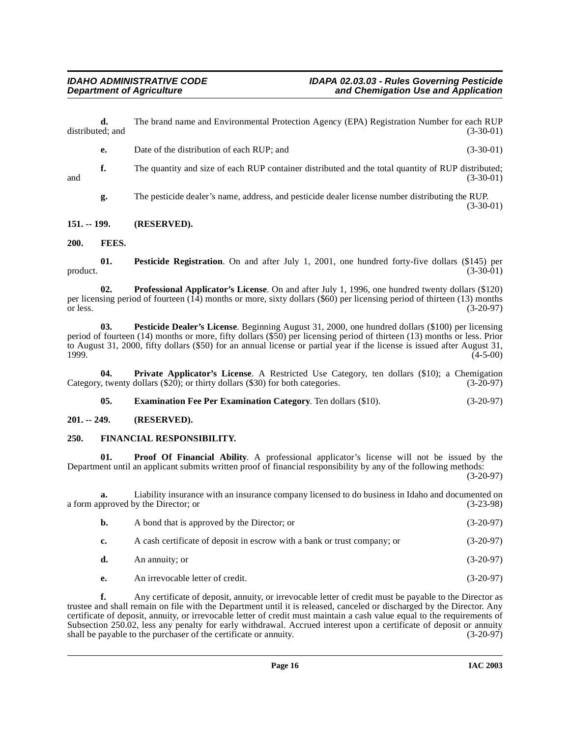**d.** The brand name and Environmental Protection Agency (EPA) Registration Number for each RUP distributed; and (3-30-01)

**e.** Date of the distribution of each RUP; and (3-30-01)

**f.** The quantity and size of each RUP container distributed and the total quantity of RUP distributed; and (3-30-01)

**g.** The pesticide dealer's name, address, and pesticide dealer license number distributing the RUP. (3-30-01)

## 151. -- 199. (RESERVED).

## 200. FEES.

**01. Pesticide Registration**. On and after July 1, 2001, one hundred forty-five dollars ($145) per product. (3-30-01)

**02. Professional Applicator's License**. On and after July 1, 1996, one hundred twenty dollars ($120) per licensing period of fourteen (14) months or more, sixty dollars ($60) per licensing period of thirteen (13) months or less. (3-20-97)

**03. Pesticide Dealer's License**. Beginning August 31, 2000, one hundred dollars ($100) per licensing period of fourteen (14) months or more, fifty dollars ($50) per licensing period of thirteen (13) months or less. Prior to August 31, 2000, fifty dollars ($50) for an annual license or partial year if the license is issued after August 31, 1999. (4-5-00)

**04. Private Applicator's License**. A Restricted Use Category, ten dollars ($10); a Chemigation Category, twenty dollars ($20); or thirty dollars ($30) for both categories. (3-20-97)

**05. Examination Fee Per Examination Category**. Ten dollars ($10). (3-20-97)

## 201. -- 249. (RESERVED).

## 250. FINANCIAL RESPONSIBILITY.

**01. Proof Of Financial Ability**. A professional applicator's license will not be issued by the Department until an applicant submits written proof of financial responsibility by any of the following methods: (3-20-97)

**a.** Liability insurance with an insurance company licensed to do business in Idaho and documented on a form approved by the Director; or (3-23-98)

**b.** A bond that is approved by the Director; or (3-20-97)

**c.** A cash certificate of deposit in escrow with a bank or trust company; or (3-20-97)

**d.** An annuity; or (3-20-97)

**e.** An irrevocable letter of credit. (3-20-97)

**f.** Any certificate of deposit, annuity, or irrevocable letter of credit must be payable to the Director as trustee and shall remain on file with the Department until it is released, canceled or discharged by the Director. Any certificate of deposit, annuity, or irrevocable letter of credit must maintain a cash value equal to the requirements of Subsection 250.02, less any penalty for early withdrawal. Accrued interest upon a certificate of deposit or annuity shall be payable to the purchaser of the certificate or annuity. (3-20-97)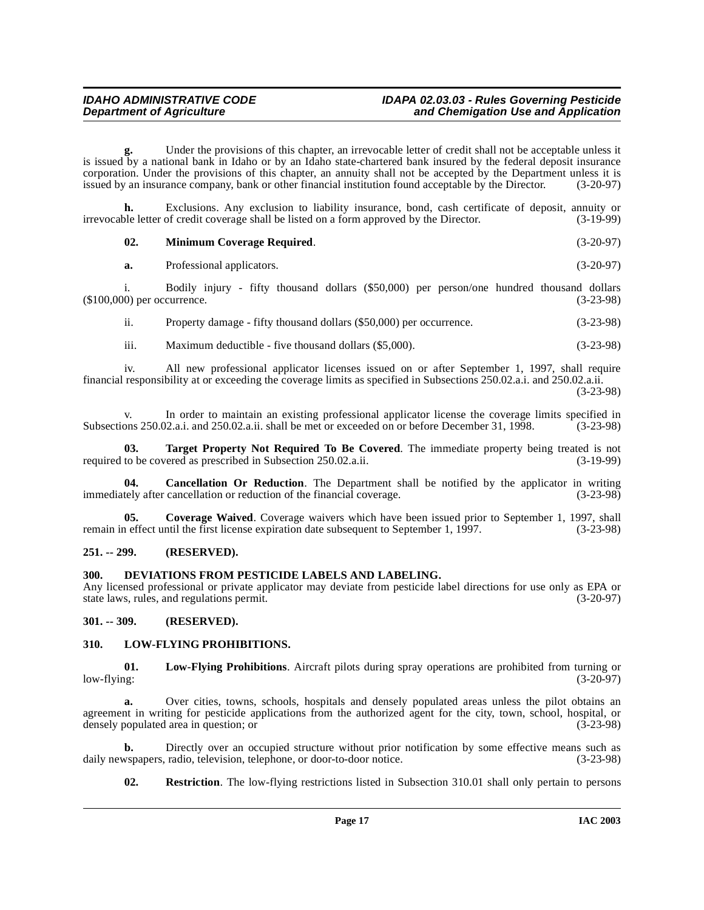**g.** Under the provisions of this chapter, an irrevocable letter of credit shall not be acceptable unless it is issued by a national bank in Idaho or by an Idaho state-chartered bank insured by the federal deposit insurance corporation. Under the provisions of this chapter, an annuity shall not be accepted by the Department unless it is issued by an insurance company, bank or other financial institution found acceptable by the Director. (3-20-97)

**h.** Exclusions. Any exclusion to liability insurance, bond, cash certificate of deposit, annuity or irrevocable letter of credit coverage shall be listed on a form approved by the Director. (3-19-99)

**02. Minimum Coverage Required**. (3-20-97)

**a.** Professional applicators. (3-20-97)

i. Bodily injury - fifty thousand dollars ($50,000) per person/one hundred thousand dollars ($100,000) per occurrence. (3-23-98)

ii. Property damage - fifty thousand dollars ($50,000) per occurrence. (3-23-98)

iii. Maximum deductible - five thousand dollars ($5,000). (3-23-98)

iv. All new professional applicator licenses issued on or after September 1, 1997, shall require financial responsibility at or exceeding the coverage limits as specified in Subsections 250.02.a.i. and 250.02.a.ii. (3-23-98)

v. In order to maintain an existing professional applicator license the coverage limits specified in Subsections 250.02.a.i. and 250.02.a.ii. shall be met or exceeded on or before December 31, 1998. (3-23-98)

**03. Target Property Not Required To Be Covered**. The immediate property being treated is not required to be covered as prescribed in Subsection 250.02.a.ii. (3-19-99)

**04. Cancellation Or Reduction**. The Department shall be notified by the applicator in writing immediately after cancellation or reduction of the financial coverage. (3-23-98)

**05. Coverage Waived**. Coverage waivers which have been issued prior to September 1, 1997, shall remain in effect until the first license expiration date subsequent to September 1, 1997. (3-23-98)

## 251. -- 299. (RESERVED).

## 300. DEVIATIONS FROM PESTICIDE LABELS AND LABELING.

Any licensed professional or private applicator may deviate from pesticide label directions for use only as EPA or state laws, rules, and regulations permit. (3-20-97)

## 301. -- 309. (RESERVED).

## 310. LOW-FLYING PROHIBITIONS.

**01. Low-Flying Prohibitions**. Aircraft pilots during spray operations are prohibited from turning or low-flying: (3-20-97)

**a.** Over cities, towns, schools, hospitals and densely populated areas unless the pilot obtains an agreement in writing for pesticide applications from the authorized agent for the city, town, school, hospital, or densely populated area in question; or (3-23-98)

**b.** Directly over an occupied structure without prior notification by some effective means such as daily newspapers, radio, television, telephone, or door-to-door notice. (3-23-98)

**02. Restriction**. The low-flying restrictions listed in Subsection 310.01 shall only pertain to persons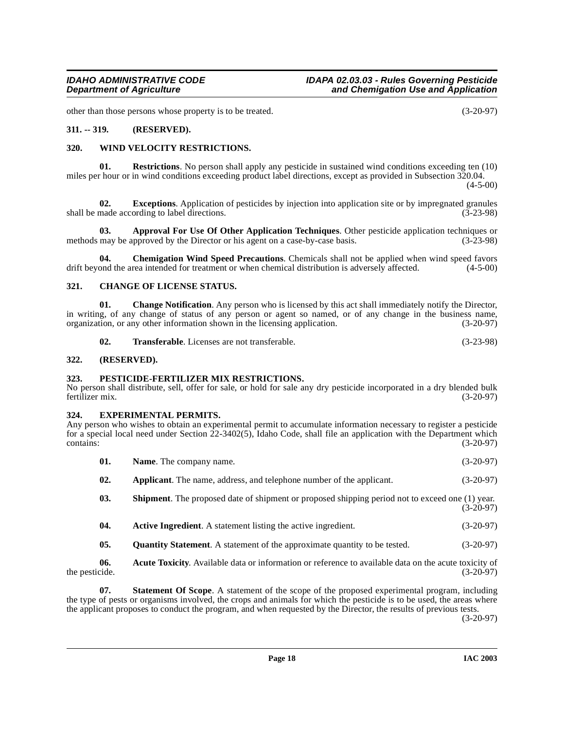other than those persons whose property is to be treated. (3-20-97)

### 311. -- 319. (RESERVED).

### 320. WIND VELOCITY RESTRICTIONS.

**01. Restrictions**. No person shall apply any pesticide in sustained wind conditions exceeding ten (10) miles per hour or in wind conditions exceeding product label directions, except as provided in Subsection 320.04. (4-5-00)

**02. Exceptions**. Application of pesticides by injection into application site or by impregnated granules shall be made according to label directions. (3-23-98)

**03. Approval For Use Of Other Application Techniques**. Other pesticide application techniques or methods may be approved by the Director or his agent on a case-by-case basis. (3-23-98)

**04. Chemigation Wind Speed Precautions**. Chemicals shall not be applied when wind speed favors drift beyond the area intended for treatment or when chemical distribution is adversely affected. (4-5-00)

### 321. CHANGE OF LICENSE STATUS.

**01. Change Notification**. Any person who is licensed by this act shall immediately notify the Director, in writing, of any change of status of any person or agent so named, or of any change in the business name, organization, or any other information shown in the licensing application. (3-20-97)

**02. Transferable**. Licenses are not transferable. (3-23-98)

### 322. (RESERVED).

### 323. PESTICIDE-FERTILIZER MIX RESTRICTIONS.

No person shall distribute, sell, offer for sale, or hold for sale any dry pesticide incorporated in a dry blended bulk fertilizer mix. (3-20-97)

### 324. EXPERIMENTAL PERMITS.

Any person who wishes to obtain an experimental permit to accumulate information necessary to register a pesticide for a special local need under Section 22-3402(5), Idaho Code, shall file an application with the Department which contains: (3-20-97)

**01. Name**. The company name. (3-20-97)

**02. Applicant**. The name, address, and telephone number of the applicant. (3-20-97)

**03. Shipment**. The proposed date of shipment or proposed shipping period not to exceed one (1) year. (3-20-97)

**04. Active Ingredient**. A statement listing the active ingredient. (3-20-97)

**05. Quantity Statement**. A statement of the approximate quantity to be tested. (3-20-97)

**06. Acute Toxicity**. Available data or information or reference to available data on the acute toxicity of the pesticide. (3-20-97)

**07. Statement Of Scope**. A statement of the scope of the proposed experimental program, including the type of pests or organisms involved, the crops and animals for which the pesticide is to be used, the areas where the applicant proposes to conduct the program, and when requested by the Director, the results of previous tests. (3-20-97)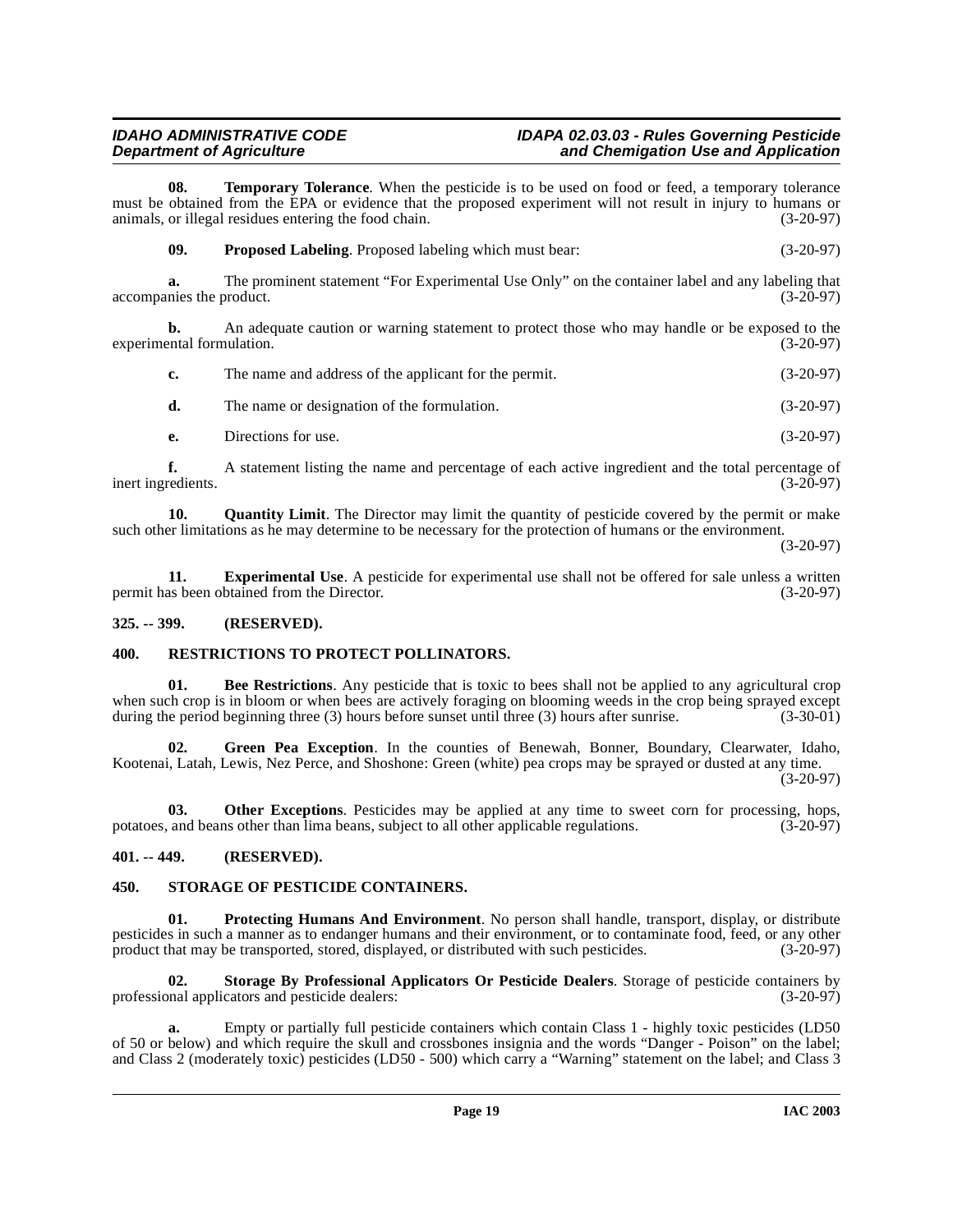**08. Temporary Tolerance**. When the pesticide is to be used on food or feed, a temporary tolerance must be obtained from the EPA or evidence that the proposed experiment will not result in injury to humans or animals, or illegal residues entering the food chain. (3-20-97)

**09. Proposed Labeling**. Proposed labeling which must bear: (3-20-97)

**a.** The prominent statement "For Experimental Use Only" on the container label and any labeling that accompanies the product. (3-20-97)

**b.** An adequate caution or warning statement to protect those who may handle or be exposed to the experimental formulation. (3-20-97)

**c.** The name and address of the applicant for the permit. (3-20-97)

**d.** The name or designation of the formulation. (3-20-97)

**e.** Directions for use. (3-20-97)

**f.** A statement listing the name and percentage of each active ingredient and the total percentage of inert ingredients. (3-20-97)

**10. Quantity Limit**. The Director may limit the quantity of pesticide covered by the permit or make such other limitations as he may determine to be necessary for the protection of humans or the environment. (3-20-97)

**11. Experimental Use**. A pesticide for experimental use shall not be offered for sale unless a written permit has been obtained from the Director. (3-20-97)

## 325. -- 399. (RESERVED).

## 400. RESTRICTIONS TO PROTECT POLLINATORS.

**01. Bee Restrictions**. Any pesticide that is toxic to bees shall not be applied to any agricultural crop when such crop is in bloom or when bees are actively foraging on blooming weeds in the crop being sprayed except during the period beginning three (3) hours before sunset until three (3) hours after sunrise. (3-30-01)

**02. Green Pea Exception**. In the counties of Benewah, Bonner, Boundary, Clearwater, Idaho, Kootenai, Latah, Lewis, Nez Perce, and Shoshone: Green (white) pea crops may be sprayed or dusted at any time. (3-20-97)

**03. Other Exceptions**. Pesticides may be applied at any time to sweet corn for processing, hops, potatoes, and beans other than lima beans, subject to all other applicable regulations. (3-20-97)

## 401. -- 449. (RESERVED).

## 450. STORAGE OF PESTICIDE CONTAINERS.

**01. Protecting Humans And Environment**. No person shall handle, transport, display, or distribute pesticides in such a manner as to endanger humans and their environment, or to contaminate food, feed, or any other product that may be transported, stored, displayed, or distributed with such pesticides. (3-20-97)

**02. Storage By Professional Applicators Or Pesticide Dealers**. Storage of pesticide containers by professional applicators and pesticide dealers: (3-20-97)

**a.** Empty or partially full pesticide containers which contain Class 1 - highly toxic pesticides (LD50 of 50 or below) and which require the skull and crossbones insignia and the words "Danger - Poison" on the label; and Class 2 (moderately toxic) pesticides (LD50 - 500) which carry a "Warning" statement on the label; and Class 3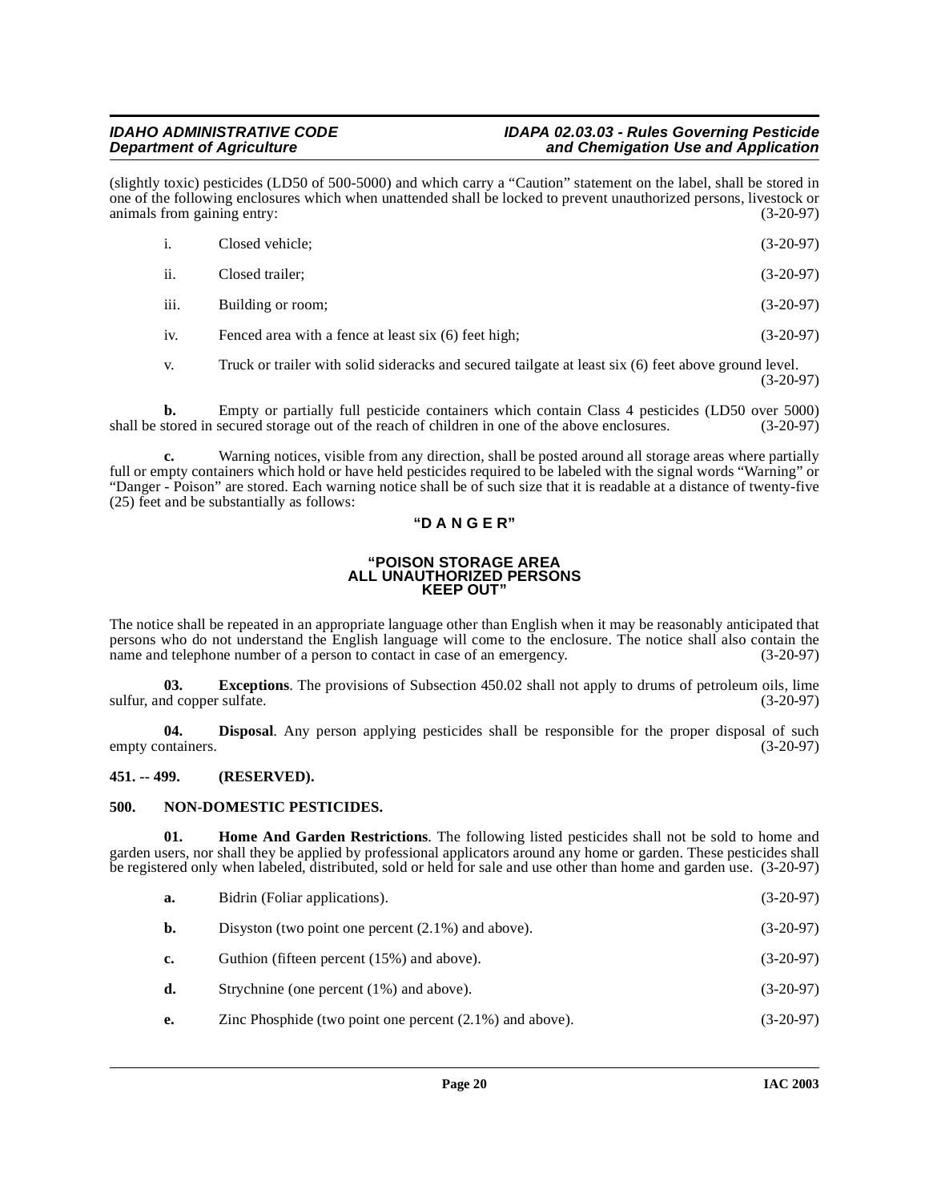(slightly toxic) pesticides (LD50 of 500-5000) and which carry a "Caution" statement on the label, shall be stored in one of the following enclosures which when unattended shall be locked to prevent unauthorized persons, livestock or animals from gaining entry: (3-20-97)

i. Closed vehicle; (3-20-97)

ii. Closed trailer; (3-20-97)

iii. Building or room; (3-20-97)

iv. Fenced area with a fence at least six (6) feet high; (3-20-97)

v. Truck or trailer with solid sideracks and secured tailgate at least six (6) feet above ground level. (3-20-97)

**b.** Empty or partially full pesticide containers which contain Class 4 pesticides (LD50 over 5000) shall be stored in secured storage out of the reach of children in one of the above enclosures. (3-20-97)

**c.** Warning notices, visible from any direction, shall be posted around all storage areas where partially full or empty containers which hold or have held pesticides required to be labeled with the signal words "Warning" or "Danger - Poison" are stored. Each warning notice shall be of such size that it is readable at a distance of twenty-five (25) feet and be substantially as follows:

**"D A N G E R"**

**"POISON STORAGE AREA**
**ALL UNAUTHORIZED PERSONS**
**KEEP OUT"**

The notice shall be repeated in an appropriate language other than English when it may be reasonably anticipated that persons who do not understand the English language will come to the enclosure. The notice shall also contain the name and telephone number of a person to contact in case of an emergency. (3-20-97)

**03. Exceptions**. The provisions of Subsection 450.02 shall not apply to drums of petroleum oils, lime sulfur, and copper sulfate. (3-20-97)

**04. Disposal**. Any person applying pesticides shall be responsible for the proper disposal of such empty containers. (3-20-97)

## 451. -- 499. (RESERVED).

## 500. NON-DOMESTIC PESTICIDES.

**01. Home And Garden Restrictions**. The following listed pesticides shall not be sold to home and garden users, nor shall they be applied by professional applicators around any home or garden. These pesticides shall be registered only when labeled, distributed, sold or held for sale and use other than home and garden use. (3-20-97)

**a.** Bidrin (Foliar applications). (3-20-97)

**b.** Disyston (two point one percent (2.1%) and above). (3-20-97)

**c.** Guthion (fifteen percent (15%) and above). (3-20-97)

**d.** Strychnine (one percent (1%) and above). (3-20-97)

**e.** Zinc Phosphide (two point one percent (2.1%) and above). (3-20-97)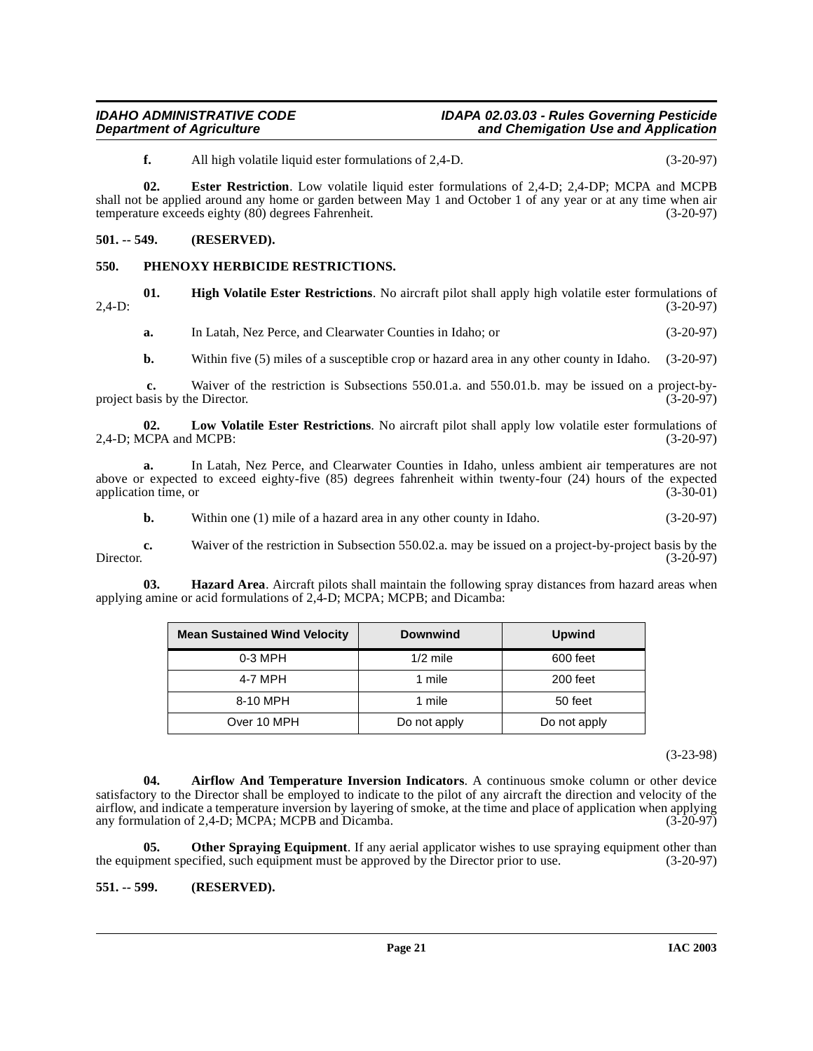**f.** All high volatile liquid ester formulations of 2,4-D. (3-20-97)

**02. Ester Restriction**. Low volatile liquid ester formulations of 2,4-D; 2,4-DP; MCPA and MCPB shall not be applied around any home or garden between May 1 and October 1 of any year or at any time when air temperature exceeds eighty (80) degrees Fahrenheit. (3-20-97)

## 501. -- 549. (RESERVED).

## 550. PHENOXY HERBICIDE RESTRICTIONS.

**01. High Volatile Ester Restrictions**. No aircraft pilot shall apply high volatile ester formulations of 2,4-D: (3-20-97)

**a.** In Latah, Nez Perce, and Clearwater Counties in Idaho; or (3-20-97)

**b.** Within five (5) miles of a susceptible crop or hazard area in any other county in Idaho. (3-20-97)

**c.** Waiver of the restriction is Subsections 550.01.a. and 550.01.b. may be issued on a project-by-project basis by the Director. (3-20-97)

**02. Low Volatile Ester Restrictions**. No aircraft pilot shall apply low volatile ester formulations of 2,4-D; MCPA and MCPB: (3-20-97)

**a.** In Latah, Nez Perce, and Clearwater Counties in Idaho, unless ambient air temperatures are not above or expected to exceed eighty-five (85) degrees fahrenheit within twenty-four (24) hours of the expected application time, or (3-30-01)

**b.** Within one (1) mile of a hazard area in any other county in Idaho. (3-20-97)

**c.** Waiver of the restriction in Subsection 550.02.a. may be issued on a project-by-project basis by the Director. (3-20-97)

**03. Hazard Area**. Aircraft pilots shall maintain the following spray distances from hazard areas when applying amine or acid formulations of 2,4-D; MCPA; MCPB; and Dicamba:

| Mean Sustained Wind Velocity | Downwind | Upwind |
|---|---|---|
| 0-3 MPH | 1/2 mile | 600 feet |
| 4-7 MPH | 1 mile | 200 feet |
| 8-10 MPH | 1 mile | 50 feet |
| Over 10 MPH | Do not apply | Do not apply |

(3-23-98)

**04. Airflow And Temperature Inversion Indicators**. A continuous smoke column or other device satisfactory to the Director shall be employed to indicate to the pilot of any aircraft the direction and velocity of the airflow, and indicate a temperature inversion by layering of smoke, at the time and place of application when applying any formulation of 2,4-D; MCPA; MCPB and Dicamba. (3-20-97)

**05. Other Spraying Equipment**. If any aerial applicator wishes to use spraying equipment other than the equipment specified, such equipment must be approved by the Director prior to use. (3-20-97)

## 551. -- 599. (RESERVED).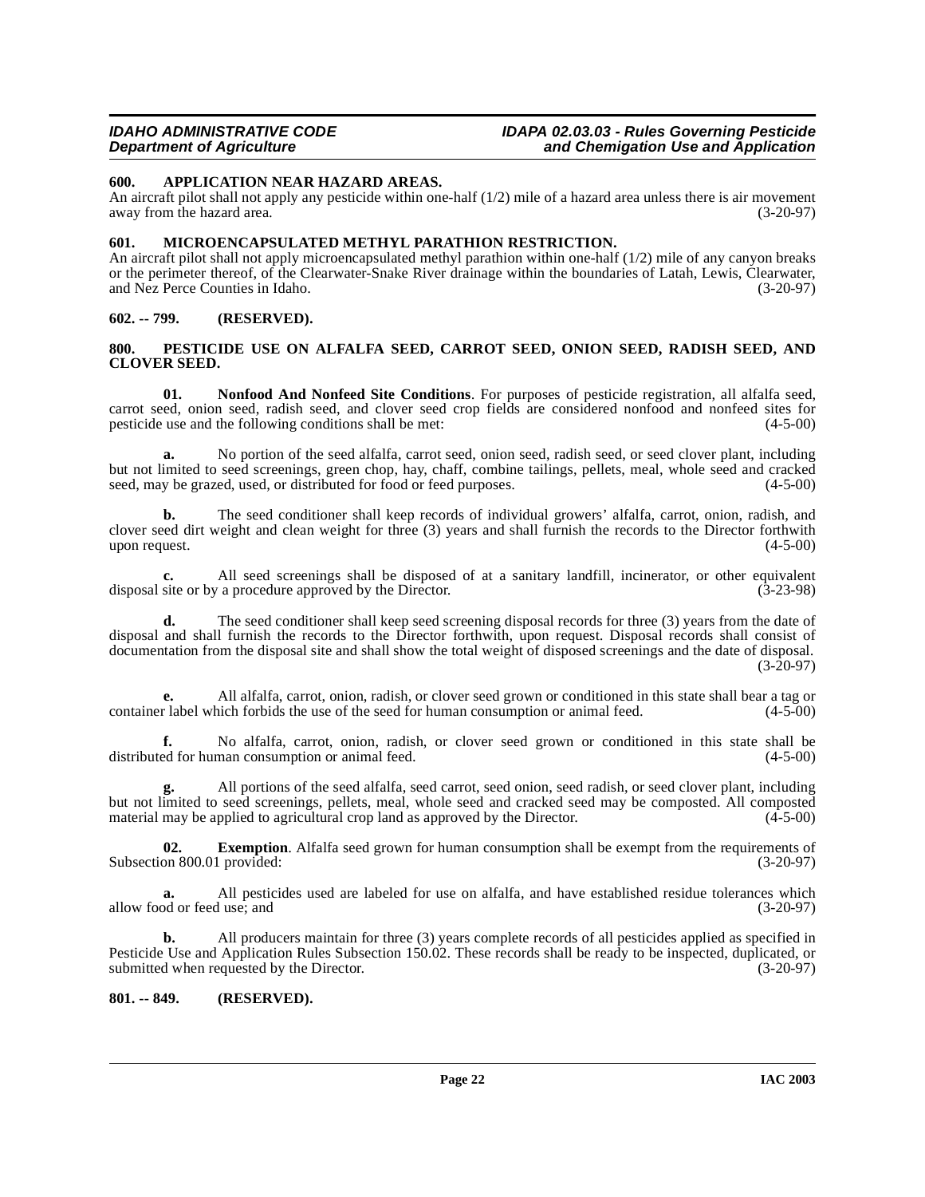### 600. APPLICATION NEAR HAZARD AREAS.

An aircraft pilot shall not apply any pesticide within one-half (1/2) mile of a hazard area unless there is air movement away from the hazard area. (3-20-97)

### 601. MICROENCAPSULATED METHYL PARATHION RESTRICTION.

An aircraft pilot shall not apply microencapsulated methyl parathion within one-half (1/2) mile of any canyon breaks or the perimeter thereof, of the Clearwater-Snake River drainage within the boundaries of Latah, Lewis, Clearwater, and Nez Perce Counties in Idaho. (3-20-97)

### 602. -- 799. (RESERVED).

### 800. PESTICIDE USE ON ALFALFA SEED, CARROT SEED, ONION SEED, RADISH SEED, AND CLOVER SEED.

**01. Nonfood And Nonfeed Site Conditions**. For purposes of pesticide registration, all alfalfa seed, carrot seed, onion seed, radish seed, and clover seed crop fields are considered nonfood and nonfeed sites for pesticide use and the following conditions shall be met: (4-5-00)

**a.** No portion of the seed alfalfa, carrot seed, onion seed, radish seed, or seed clover plant, including but not limited to seed screenings, green chop, hay, chaff, combine tailings, pellets, meal, whole seed and cracked seed, may be grazed, used, or distributed for food or feed purposes. (4-5-00)

**b.** The seed conditioner shall keep records of individual growers' alfalfa, carrot, onion, radish, and clover seed dirt weight and clean weight for three (3) years and shall furnish the records to the Director forthwith upon request. (4-5-00)

**c.** All seed screenings shall be disposed of at a sanitary landfill, incinerator, or other equivalent disposal site or by a procedure approved by the Director. (3-23-98)

**d.** The seed conditioner shall keep seed screening disposal records for three (3) years from the date of disposal and shall furnish the records to the Director forthwith, upon request. Disposal records shall consist of documentation from the disposal site and shall show the total weight of disposed screenings and the date of disposal. (3-20-97)

**e.** All alfalfa, carrot, onion, radish, or clover seed grown or conditioned in this state shall bear a tag or container label which forbids the use of the seed for human consumption or animal feed. (4-5-00)

**f.** No alfalfa, carrot, onion, radish, or clover seed grown or conditioned in this state shall be distributed for human consumption or animal feed. (4-5-00)

**g.** All portions of the seed alfalfa, seed carrot, seed onion, seed radish, or seed clover plant, including but not limited to seed screenings, pellets, meal, whole seed and cracked seed may be composted. All composted material may be applied to agricultural crop land as approved by the Director. (4-5-00)

**02. Exemption**. Alfalfa seed grown for human consumption shall be exempt from the requirements of Subsection 800.01 provided: (3-20-97)

**a.** All pesticides used are labeled for use on alfalfa, and have established residue tolerances which allow food or feed use; and (3-20-97)

**b.** All producers maintain for three (3) years complete records of all pesticides applied as specified in Pesticide Use and Application Rules Subsection 150.02. These records shall be ready to be inspected, duplicated, or submitted when requested by the Director. (3-20-97)

### 801. -- 849. (RESERVED).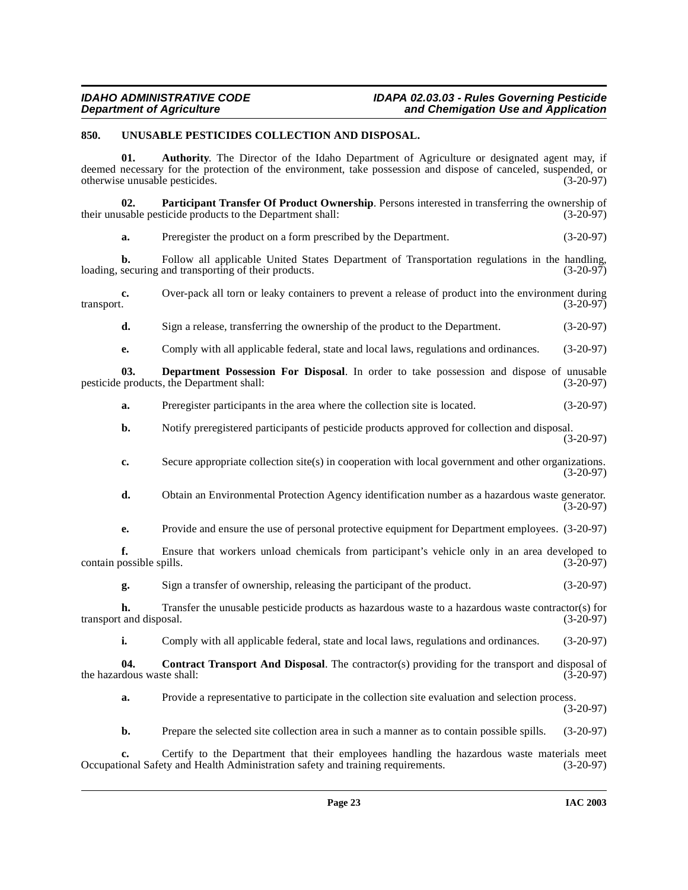## 850. UNUSABLE PESTICIDES COLLECTION AND DISPOSAL.

**01. Authority**. The Director of the Idaho Department of Agriculture or designated agent may, if deemed necessary for the protection of the environment, take possession and dispose of canceled, suspended, or otherwise unusable pesticides. (3-20-97)

**02. Participant Transfer Of Product Ownership**. Persons interested in transferring the ownership of their unusable pesticide products to the Department shall: (3-20-97)

**a.** Preregister the product on a form prescribed by the Department. (3-20-97)

**b.** Follow all applicable United States Department of Transportation regulations in the handling, loading, securing and transporting of their products. (3-20-97)

**c.** Over-pack all torn or leaky containers to prevent a release of product into the environment during transport. (3-20-97)

**d.** Sign a release, transferring the ownership of the product to the Department. (3-20-97)

**e.** Comply with all applicable federal, state and local laws, regulations and ordinances. (3-20-97)

**03. Department Possession For Disposal**. In order to take possession and dispose of unusable pesticide products, the Department shall: (3-20-97)

**a.** Preregister participants in the area where the collection site is located. (3-20-97)

**b.** Notify preregistered participants of pesticide products approved for collection and disposal. (3-20-97)

**c.** Secure appropriate collection site(s) in cooperation with local government and other organizations. (3-20-97)

**d.** Obtain an Environmental Protection Agency identification number as a hazardous waste generator. (3-20-97)

**e.** Provide and ensure the use of personal protective equipment for Department employees. (3-20-97)

**f.** Ensure that workers unload chemicals from participant's vehicle only in an area developed to contain possible spills. (3-20-97)

**g.** Sign a transfer of ownership, releasing the participant of the product. (3-20-97)

**h.** Transfer the unusable pesticide products as hazardous waste to a hazardous waste contractor(s) for transport and disposal. (3-20-97)

**i.** Comply with all applicable federal, state and local laws, regulations and ordinances. (3-20-97)

**04. Contract Transport And Disposal**. The contractor(s) providing for the transport and disposal of the hazardous waste shall: (3-20-97)

**a.** Provide a representative to participate in the collection site evaluation and selection process. (3-20-97)

**b.** Prepare the selected site collection area in such a manner as to contain possible spills. (3-20-97)

**c.** Certify to the Department that their employees handling the hazardous waste materials meet Occupational Safety and Health Administration safety and training requirements. (3-20-97)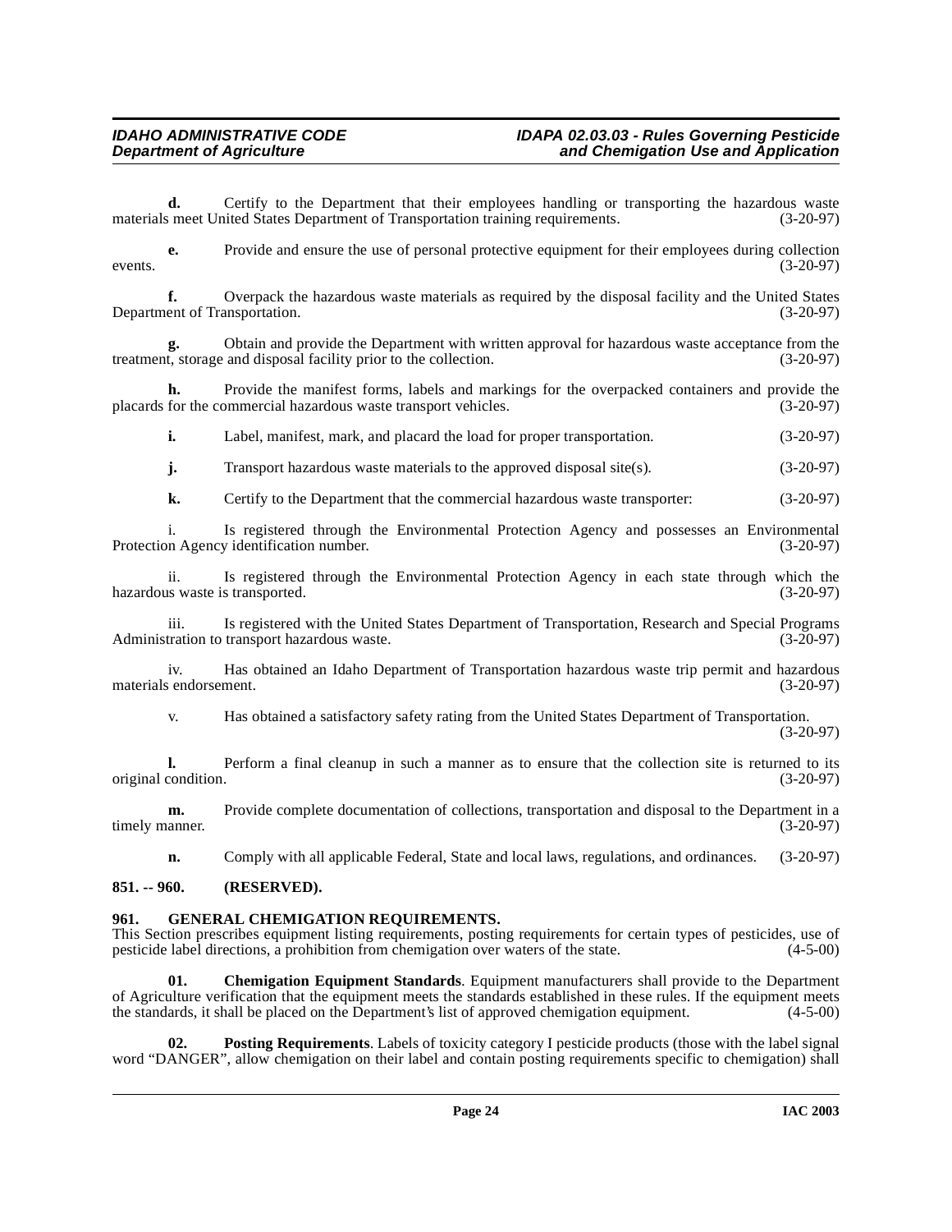**d.** Certify to the Department that their employees handling or transporting the hazardous waste materials meet United States Department of Transportation training requirements. (3-20-97)

**e.** Provide and ensure the use of personal protective equipment for their employees during collection events. (3-20-97)

**f.** Overpack the hazardous waste materials as required by the disposal facility and the United States Department of Transportation. (3-20-97)

**g.** Obtain and provide the Department with written approval for hazardous waste acceptance from the treatment, storage and disposal facility prior to the collection. (3-20-97)

**h.** Provide the manifest forms, labels and markings for the overpacked containers and provide the placards for the commercial hazardous waste transport vehicles. (3-20-97)

**i.** Label, manifest, mark, and placard the load for proper transportation. (3-20-97)

**j.** Transport hazardous waste materials to the approved disposal site(s). (3-20-97)

**k.** Certify to the Department that the commercial hazardous waste transporter: (3-20-97)

i. Is registered through the Environmental Protection Agency and possesses an Environmental Protection Agency identification number. (3-20-97)

ii. Is registered through the Environmental Protection Agency in each state through which the hazardous waste is transported. (3-20-97)

iii. Is registered with the United States Department of Transportation, Research and Special Programs Administration to transport hazardous waste. (3-20-97)

iv. Has obtained an Idaho Department of Transportation hazardous waste trip permit and hazardous materials endorsement. (3-20-97)

v. Has obtained a satisfactory safety rating from the United States Department of Transportation. (3-20-97)

**l.** Perform a final cleanup in such a manner as to ensure that the collection site is returned to its original condition. (3-20-97)

**m.** Provide complete documentation of collections, transportation and disposal to the Department in a timely manner. (3-20-97)

**n.** Comply with all applicable Federal, State and local laws, regulations, and ordinances. (3-20-97)

### 851. -- 960. (RESERVED).

### 961. GENERAL CHEMIGATION REQUIREMENTS.

This Section prescribes equipment listing requirements, posting requirements for certain types of pesticides, use of pesticide label directions, a prohibition from chemigation over waters of the state. (4-5-00)

**01. Chemigation Equipment Standards**. Equipment manufacturers shall provide to the Department of Agriculture verification that the equipment meets the standards established in these rules. If the equipment meets the standards, it shall be placed on the Department's list of approved chemigation equipment. (4-5-00)

**02. Posting Requirements**. Labels of toxicity category I pesticide products (those with the label signal word "DANGER", allow chemigation on their label and contain posting requirements specific to chemigation) shall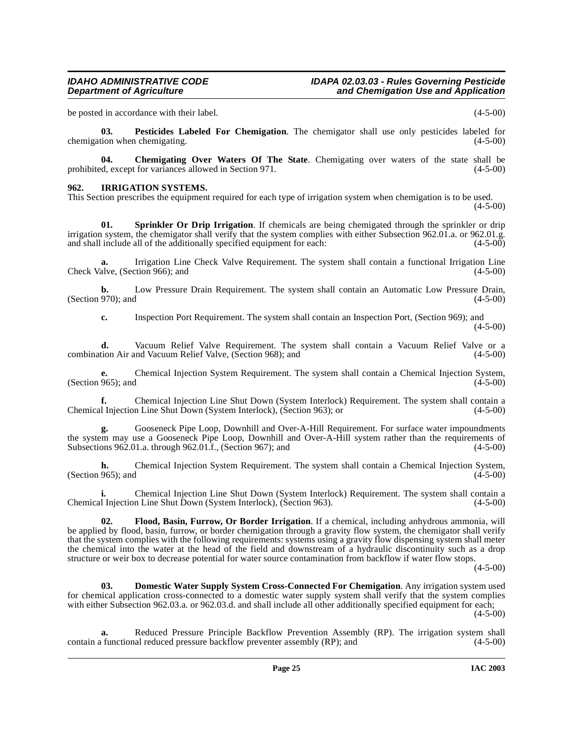be posted in accordance with their label. (4-5-00)

**03. Pesticides Labeled For Chemigation**. The chemigator shall use only pesticides labeled for chemigation when chemigating. (4-5-00)

**04. Chemigating Over Waters Of The State**. Chemigating over waters of the state shall be prohibited, except for variances allowed in Section 971. (4-5-00)

**962. IRRIGATION SYSTEMS.**

This Section prescribes the equipment required for each type of irrigation system when chemigation is to be used. (4-5-00)

**01. Sprinkler Or Drip Irrigation**. If chemicals are being chemigated through the sprinkler or drip irrigation system, the chemigator shall verify that the system complies with either Subsection 962.01.a. or 962.01.g. and shall include all of the additionally specified equipment for each: (4-5-00)

**a.** Irrigation Line Check Valve Requirement. The system shall contain a functional Irrigation Line Check Valve, (Section 966); and (4-5-00)

**b.** Low Pressure Drain Requirement. The system shall contain an Automatic Low Pressure Drain, (Section 970); and (4-5-00)

**c.** Inspection Port Requirement. The system shall contain an Inspection Port, (Section 969); and (4-5-00)

**d.** Vacuum Relief Valve Requirement. The system shall contain a Vacuum Relief Valve or a combination Air and Vacuum Relief Valve, (Section 968); and (4-5-00)

**e.** Chemical Injection System Requirement. The system shall contain a Chemical Injection System, (Section 965); and (4-5-00)

**f.** Chemical Injection Line Shut Down (System Interlock) Requirement. The system shall contain a Chemical Injection Line Shut Down (System Interlock), (Section 963); or (4-5-00)

**g.** Gooseneck Pipe Loop, Downhill and Over-A-Hill Requirement. For surface water impoundments the system may use a Gooseneck Pipe Loop, Downhill and Over-A-Hill system rather than the requirements of Subsections 962.01.a. through 962.01.f., (Section 967); and (4-5-00)

**h.** Chemical Injection System Requirement. The system shall contain a Chemical Injection System, (Section 965); and (4-5-00)

**i.** Chemical Injection Line Shut Down (System Interlock) Requirement. The system shall contain a Chemical Injection Line Shut Down (System Interlock), (Section 963). (4-5-00)

**02. Flood, Basin, Furrow, Or Border Irrigation**. If a chemical, including anhydrous ammonia, will be applied by flood, basin, furrow, or border chemigation through a gravity flow system, the chemigator shall verify that the system complies with the following requirements: systems using a gravity flow dispensing system shall meter the chemical into the water at the head of the field and downstream of a hydraulic discontinuity such as a drop structure or weir box to decrease potential for water source contamination from backflow if water flow stops. (4-5-00)

**03. Domestic Water Supply System Cross-Connected For Chemigation**. Any irrigation system used for chemical application cross-connected to a domestic water supply system shall verify that the system complies with either Subsection 962.03.a. or 962.03.d. and shall include all other additionally specified equipment for each; (4-5-00)

**a.** Reduced Pressure Principle Backflow Prevention Assembly (RP). The irrigation system shall contain a functional reduced pressure backflow preventer assembly (RP); and (4-5-00)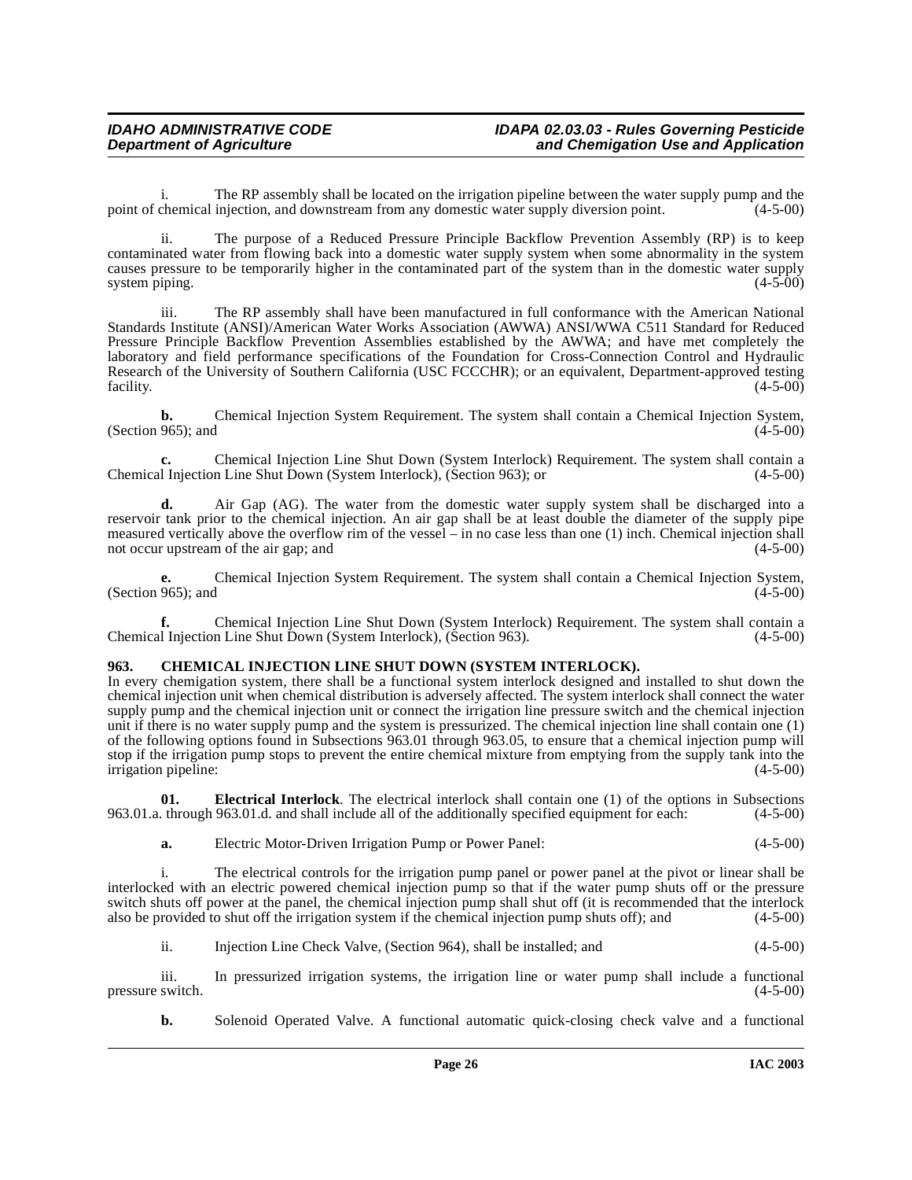i. The RP assembly shall be located on the irrigation pipeline between the water supply pump and the point of chemical injection, and downstream from any domestic water supply diversion point. (4-5-00)

ii. The purpose of a Reduced Pressure Principle Backflow Prevention Assembly (RP) is to keep contaminated water from flowing back into a domestic water supply system when some abnormality in the system causes pressure to be temporarily higher in the contaminated part of the system than in the domestic water supply system piping. (4-5-00)

iii. The RP assembly shall have been manufactured in full conformance with the American National Standards Institute (ANSI)/American Water Works Association (AWWA) ANSI/WWA C511 Standard for Reduced Pressure Principle Backflow Prevention Assemblies established by the AWWA; and have met completely the laboratory and field performance specifications of the Foundation for Cross-Connection Control and Hydraulic Research of the University of Southern California (USC FCCCHR); or an equivalent, Department-approved testing facility. (4-5-00)

**b.** Chemical Injection System Requirement. The system shall contain a Chemical Injection System, (Section 965); and (4-5-00)

**c.** Chemical Injection Line Shut Down (System Interlock) Requirement. The system shall contain a Chemical Injection Line Shut Down (System Interlock), (Section 963); or (4-5-00)

**d.** Air Gap (AG). The water from the domestic water supply system shall be discharged into a reservoir tank prior to the chemical injection. An air gap shall be at least double the diameter of the supply pipe measured vertically above the overflow rim of the vessel – in no case less than one (1) inch. Chemical injection shall not occur upstream of the air gap; and (4-5-00)

**e.** Chemical Injection System Requirement. The system shall contain a Chemical Injection System, (Section 965); and (4-5-00)

**f.** Chemical Injection Line Shut Down (System Interlock) Requirement. The system shall contain a Chemical Injection Line Shut Down (System Interlock), (Section 963). (4-5-00)

### 963. CHEMICAL INJECTION LINE SHUT DOWN (SYSTEM INTERLOCK).

In every chemigation system, there shall be a functional system interlock designed and installed to shut down the chemical injection unit when chemical distribution is adversely affected. The system interlock shall connect the water supply pump and the chemical injection unit or connect the irrigation line pressure switch and the chemical injection unit if there is no water supply pump and the system is pressurized. The chemical injection line shall contain one (1) of the following options found in Subsections 963.01 through 963.05, to ensure that a chemical injection pump will stop if the irrigation pump stops to prevent the entire chemical mixture from emptying from the supply tank into the irrigation pipeline: (4-5-00)

**01. Electrical Interlock**. The electrical interlock shall contain one (1) of the options in Subsections 963.01.a. through 963.01.d. and shall include all of the additionally specified equipment for each: (4-5-00)

**a.** Electric Motor-Driven Irrigation Pump or Power Panel: (4-5-00)

i. The electrical controls for the irrigation pump panel or power panel at the pivot or linear shall be interlocked with an electric powered chemical injection pump so that if the water pump shuts off or the pressure switch shuts off power at the panel, the chemical injection pump shall shut off (it is recommended that the interlock also be provided to shut off the irrigation system if the chemical injection pump shuts off); and (4-5-00)

ii. Injection Line Check Valve, (Section 964), shall be installed; and (4-5-00)

iii. In pressurized irrigation systems, the irrigation line or water pump shall include a functional pressure switch. (4-5-00)

**b.** Solenoid Operated Valve. A functional automatic quick-closing check valve and a functional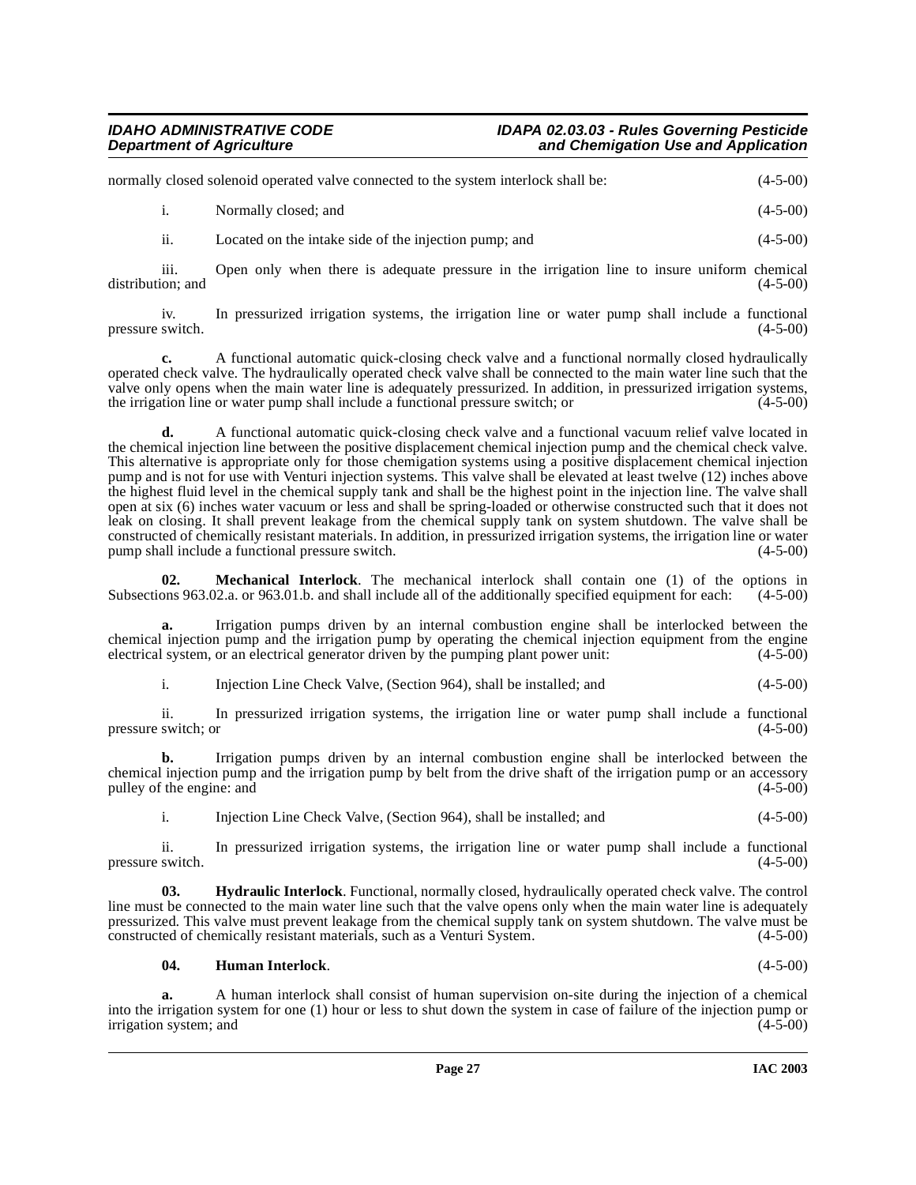normally closed solenoid operated valve connected to the system interlock shall be: (4-5-00)

i. Normally closed; and (4-5-00)

ii. Located on the intake side of the injection pump; and (4-5-00)

iii. Open only when there is adequate pressure in the irrigation line to insure uniform chemical distribution; and (4-5-00)

iv. In pressurized irrigation systems, the irrigation line or water pump shall include a functional pressure switch. (4-5-00)

**c.** A functional automatic quick-closing check valve and a functional normally closed hydraulically operated check valve. The hydraulically operated check valve shall be connected to the main water line such that the valve only opens when the main water line is adequately pressurized. In addition, in pressurized irrigation systems, the irrigation line or water pump shall include a functional pressure switch; or (4-5-00)

**d.** A functional automatic quick-closing check valve and a functional vacuum relief valve located in the chemical injection line between the positive displacement chemical injection pump and the chemical check valve. This alternative is appropriate only for those chemigation systems using a positive displacement chemical injection pump and is not for use with Venturi injection systems. This valve shall be elevated at least twelve (12) inches above the highest fluid level in the chemical supply tank and shall be the highest point in the injection line. The valve shall open at six (6) inches water vacuum or less and shall be spring-loaded or otherwise constructed such that it does not leak on closing. It shall prevent leakage from the chemical supply tank on system shutdown. The valve shall be constructed of chemically resistant materials. In addition, in pressurized irrigation systems, the irrigation line or water pump shall include a functional pressure switch. (4-5-00)

**02. Mechanical Interlock**. The mechanical interlock shall contain one (1) of the options in Subsections 963.02.a. or 963.01.b. and shall include all of the additionally specified equipment for each: (4-5-00)

**a.** Irrigation pumps driven by an internal combustion engine shall be interlocked between the chemical injection pump and the irrigation pump by operating the chemical injection equipment from the engine electrical system, or an electrical generator driven by the pumping plant power unit: (4-5-00)

i. Injection Line Check Valve, (Section 964), shall be installed; and (4-5-00)

ii. In pressurized irrigation systems, the irrigation line or water pump shall include a functional pressure switch; or (4-5-00)

**b.** Irrigation pumps driven by an internal combustion engine shall be interlocked between the chemical injection pump and the irrigation pump by belt from the drive shaft of the irrigation pump or an accessory pulley of the engine: and (4-5-00)

i. Injection Line Check Valve, (Section 964), shall be installed; and (4-5-00)

ii. In pressurized irrigation systems, the irrigation line or water pump shall include a functional pressure switch. (4-5-00)

**03. Hydraulic Interlock**. Functional, normally closed, hydraulically operated check valve. The control line must be connected to the main water line such that the valve opens only when the main water line is adequately pressurized. This valve must prevent leakage from the chemical supply tank on system shutdown. The valve must be constructed of chemically resistant materials, such as a Venturi System. (4-5-00)

**04. Human Interlock**. (4-5-00)

**a.** A human interlock shall consist of human supervision on-site during the injection of a chemical into the irrigation system for one (1) hour or less to shut down the system in case of failure of the injection pump or irrigation system; and (4-5-00)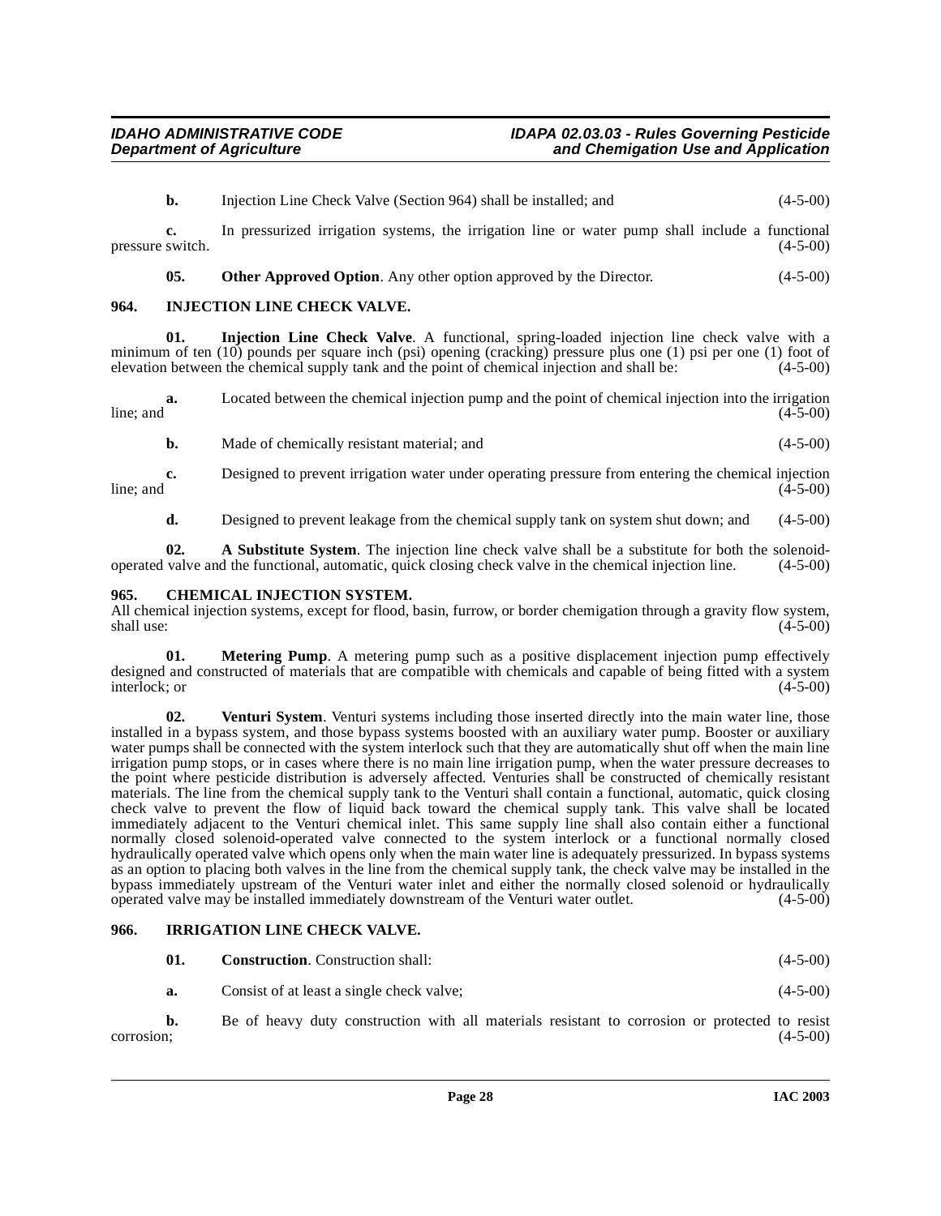**b.** Injection Line Check Valve (Section 964) shall be installed; and (4-5-00)

**c.** In pressurized irrigation systems, the irrigation line or water pump shall include a functional pressure switch. (4-5-00)

**05. Other Approved Option**. Any other option approved by the Director. (4-5-00)

## 964. INJECTION LINE CHECK VALVE.

**01. Injection Line Check Valve**. A functional, spring-loaded injection line check valve with a minimum of ten (10) pounds per square inch (psi) opening (cracking) pressure plus one (1) psi per one (1) foot of elevation between the chemical supply tank and the point of chemical injection and shall be: (4-5-00)

**a.** Located between the chemical injection pump and the point of chemical injection into the irrigation line; and (4-5-00)

**b.** Made of chemically resistant material; and (4-5-00)

**c.** Designed to prevent irrigation water under operating pressure from entering the chemical injection line; and (4-5-00)

**d.** Designed to prevent leakage from the chemical supply tank on system shut down; and (4-5-00)

**02. A Substitute System**. The injection line check valve shall be a substitute for both the solenoid-operated valve and the functional, automatic, quick closing check valve in the chemical injection line. (4-5-00)

## 965. CHEMICAL INJECTION SYSTEM.

All chemical injection systems, except for flood, basin, furrow, or border chemigation through a gravity flow system, shall use: (4-5-00)

**01. Metering Pump**. A metering pump such as a positive displacement injection pump effectively designed and constructed of materials that are compatible with chemicals and capable of being fitted with a system interlock; or (4-5-00)

**02. Venturi System**. Venturi systems including those inserted directly into the main water line, those installed in a bypass system, and those bypass systems boosted with an auxiliary water pump. Booster or auxiliary water pumps shall be connected with the system interlock such that they are automatically shut off when the main line irrigation pump stops, or in cases where there is no main line irrigation pump, when the water pressure decreases to the point where pesticide distribution is adversely affected. Venturies shall be constructed of chemically resistant materials. The line from the chemical supply tank to the Venturi shall contain a functional, automatic, quick closing check valve to prevent the flow of liquid back toward the chemical supply tank. This valve shall be located immediately adjacent to the Venturi chemical inlet. This same supply line shall also contain either a functional normally closed solenoid-operated valve connected to the system interlock or a functional normally closed hydraulically operated valve which opens only when the main water line is adequately pressurized. In bypass systems as an option to placing both valves in the line from the chemical supply tank, the check valve may be installed in the bypass immediately upstream of the Venturi water inlet and either the normally closed solenoid or hydraulically operated valve may be installed immediately downstream of the Venturi water outlet. (4-5-00)

## 966. IRRIGATION LINE CHECK VALVE.

**01. Construction**. Construction shall: (4-5-00)

**a.** Consist of at least a single check valve; (4-5-00)

**b.** Be of heavy duty construction with all materials resistant to corrosion or protected to resist corrosion; (4-5-00)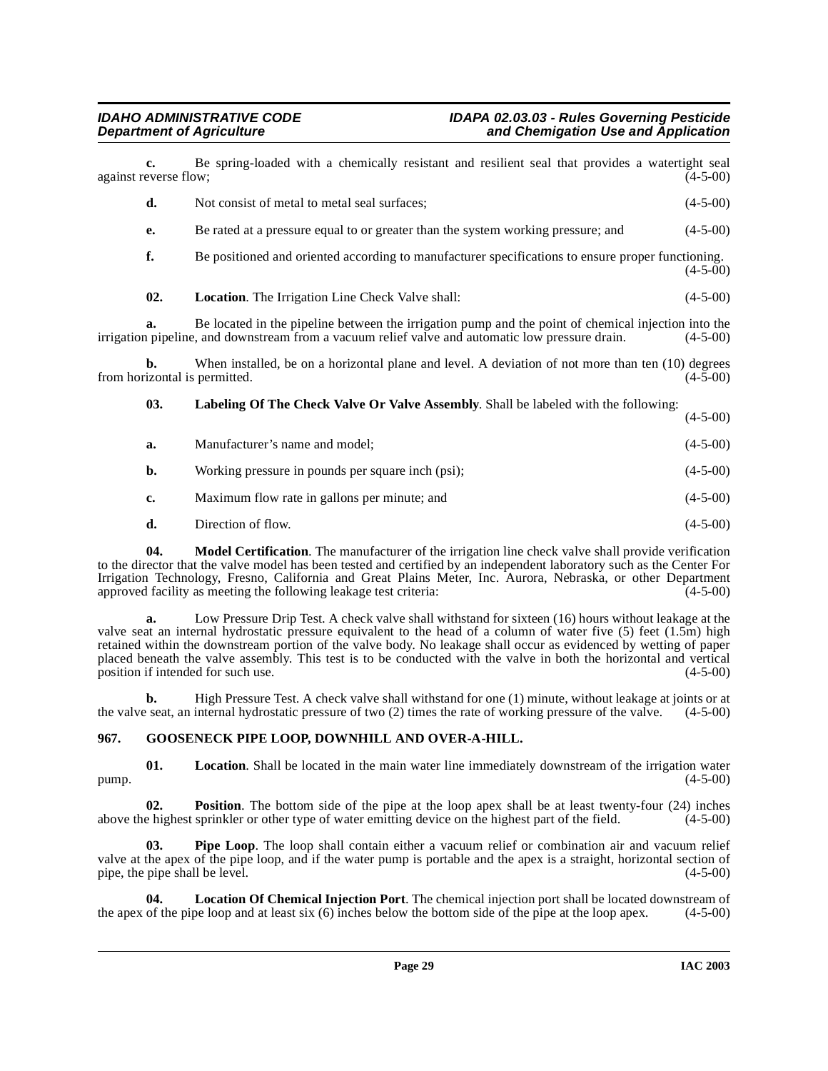**c.** Be spring-loaded with a chemically resistant and resilient seal that provides a watertight seal against reverse flow; (4-5-00)

**d.** Not consist of metal to metal seal surfaces; (4-5-00)

**e.** Be rated at a pressure equal to or greater than the system working pressure; and (4-5-00)

**f.** Be positioned and oriented according to manufacturer specifications to ensure proper functioning. (4-5-00)

**02. Location**. The Irrigation Line Check Valve shall: (4-5-00)

**a.** Be located in the pipeline between the irrigation pump and the point of chemical injection into the irrigation pipeline, and downstream from a vacuum relief valve and automatic low pressure drain. (4-5-00)

**b.** When installed, be on a horizontal plane and level. A deviation of not more than ten (10) degrees from horizontal is permitted. (4-5-00)

**03. Labeling Of The Check Valve Or Valve Assembly**. Shall be labeled with the following: (4-5-00)

**a.** Manufacturer's name and model; (4-5-00)

**b.** Working pressure in pounds per square inch (psi); (4-5-00)

**c.** Maximum flow rate in gallons per minute; and (4-5-00)

**d.** Direction of flow. (4-5-00)

**04. Model Certification**. The manufacturer of the irrigation line check valve shall provide verification to the director that the valve model has been tested and certified by an independent laboratory such as the Center For Irrigation Technology, Fresno, California and Great Plains Meter, Inc. Aurora, Nebraska, or other Department approved facility as meeting the following leakage test criteria: (4-5-00)

**a.** Low Pressure Drip Test. A check valve shall withstand for sixteen (16) hours without leakage at the valve seat an internal hydrostatic pressure equivalent to the head of a column of water five (5) feet (1.5m) high retained within the downstream portion of the valve body. No leakage shall occur as evidenced by wetting of paper placed beneath the valve assembly. This test is to be conducted with the valve in both the horizontal and vertical position if intended for such use. (4-5-00)

**b.** High Pressure Test. A check valve shall withstand for one (1) minute, without leakage at joints or at the valve seat, an internal hydrostatic pressure of two (2) times the rate of working pressure of the valve. (4-5-00)

## 967. GOOSENECK PIPE LOOP, DOWNHILL AND OVER-A-HILL.

**01. Location**. Shall be located in the main water line immediately downstream of the irrigation water pump. (4-5-00)

**02. Position**. The bottom side of the pipe at the loop apex shall be at least twenty-four (24) inches above the highest sprinkler or other type of water emitting device on the highest part of the field. (4-5-00)

**03. Pipe Loop**. The loop shall contain either a vacuum relief or combination air and vacuum relief valve at the apex of the pipe loop, and if the water pump is portable and the apex is a straight, horizontal section of pipe, the pipe shall be level. (4-5-00)

**04. Location Of Chemical Injection Port**. The chemical injection port shall be located downstream of the apex of the pipe loop and at least six (6) inches below the bottom side of the pipe at the loop apex. (4-5-00)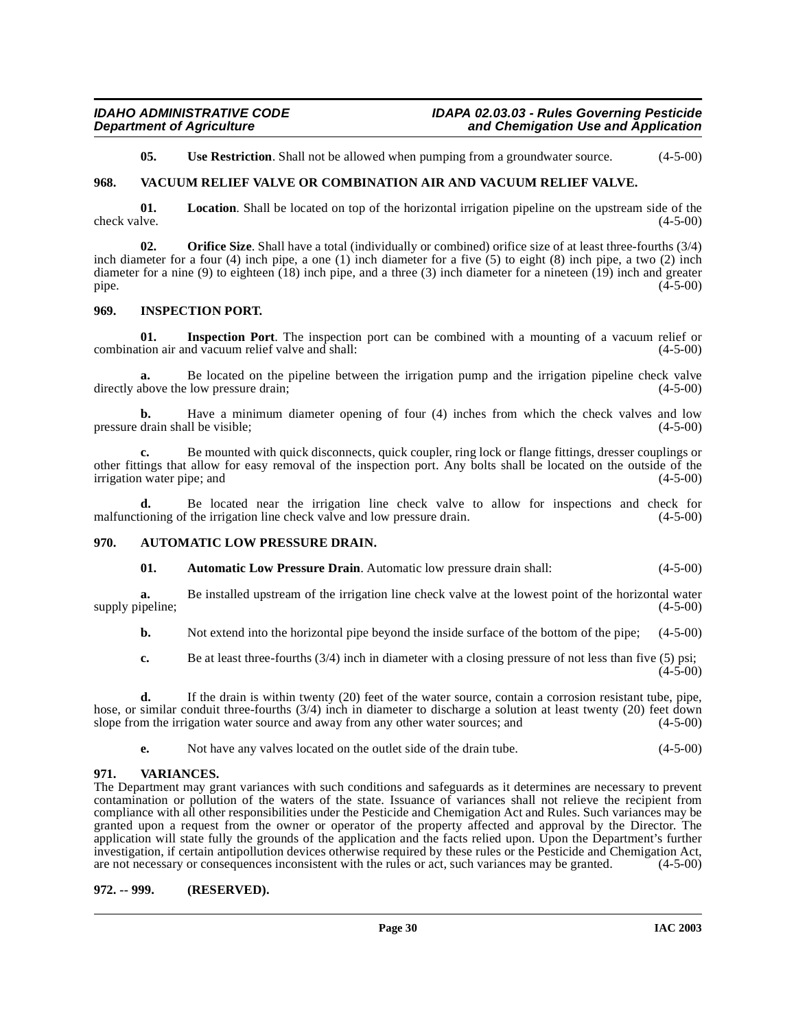**05. Use Restriction**. Shall not be allowed when pumping from a groundwater source. (4-5-00)

### 968. VACUUM RELIEF VALVE OR COMBINATION AIR AND VACUUM RELIEF VALVE.

**01. Location**. Shall be located on top of the horizontal irrigation pipeline on the upstream side of the check valve. (4-5-00)

**02. Orifice Size**. Shall have a total (individually or combined) orifice size of at least three-fourths (3/4) inch diameter for a four (4) inch pipe, a one (1) inch diameter for a five (5) to eight (8) inch pipe, a two (2) inch diameter for a nine (9) to eighteen (18) inch pipe, and a three (3) inch diameter for a nineteen (19) inch and greater pipe. (4-5-00)

### 969. INSPECTION PORT.

**01. Inspection Port**. The inspection port can be combined with a mounting of a vacuum relief or combination air and vacuum relief valve and shall: (4-5-00)

**a.** Be located on the pipeline between the irrigation pump and the irrigation pipeline check valve directly above the low pressure drain; (4-5-00)

**b.** Have a minimum diameter opening of four (4) inches from which the check valves and low pressure drain shall be visible; (4-5-00)

**c.** Be mounted with quick disconnects, quick coupler, ring lock or flange fittings, dresser couplings or other fittings that allow for easy removal of the inspection port. Any bolts shall be located on the outside of the irrigation water pipe; and (4-5-00)

**d.** Be located near the irrigation line check valve to allow for inspections and check for malfunctioning of the irrigation line check valve and low pressure drain. (4-5-00)

### 970. AUTOMATIC LOW PRESSURE DRAIN.

**01. Automatic Low Pressure Drain**. Automatic low pressure drain shall: (4-5-00)

**a.** Be installed upstream of the irrigation line check valve at the lowest point of the horizontal water supply pipeline; (4-5-00)

**b.** Not extend into the horizontal pipe beyond the inside surface of the bottom of the pipe; (4-5-00)

**c.** Be at least three-fourths (3/4) inch in diameter with a closing pressure of not less than five (5) psi; (4-5-00)

**d.** If the drain is within twenty (20) feet of the water source, contain a corrosion resistant tube, pipe, hose, or similar conduit three-fourths (3/4) inch in diameter to discharge a solution at least twenty (20) feet down slope from the irrigation water source and away from any other water sources; and (4-5-00)

**e.** Not have any valves located on the outlet side of the drain tube. (4-5-00)

### 971. VARIANCES.

The Department may grant variances with such conditions and safeguards as it determines are necessary to prevent contamination or pollution of the waters of the state. Issuance of variances shall not relieve the recipient from compliance with all other responsibilities under the Pesticide and Chemigation Act and Rules. Such variances may be granted upon a request from the owner or operator of the property affected and approval by the Director. The application will state fully the grounds of the application and the facts relied upon. Upon the Department's further investigation, if certain antipollution devices otherwise required by these rules or the Pesticide and Chemigation Act, are not necessary or consequences inconsistent with the rules or act, such variances may be granted. (4-5-00)

### 972. -- 999. (RESERVED).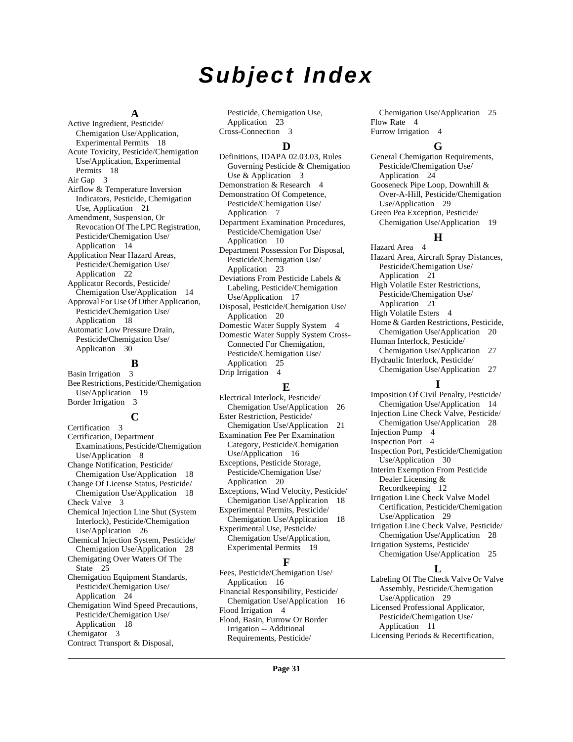# Subject Index

## A

Active Ingredient, Pesticide/Chemigation Use/Application, Experimental Permits 18
Acute Toxicity, Pesticide/Chemigation Use/Application, Experimental Permits 18
Air Gap 3
Airflow & Temperature Inversion Indicators, Pesticide, Chemigation Use, Application 21
Amendment, Suspension, Or Revocation Of The LPC Registration, Pesticide/Chemigation Use/Application 14
Application Near Hazard Areas, Pesticide/Chemigation Use/Application 22
Applicator Records, Pesticide/Chemigation Use/Application 14
Approval For Use Of Other Application, Pesticide/Chemigation Use/Application 18
Automatic Low Pressure Drain, Pesticide/Chemigation Use/Application 30

## B

Basin Irrigation 3
Bee Restrictions, Pesticide/Chemigation Use/Application 19
Border Irrigation 3

## C

Certification 3
Certification, Department Examinations, Pesticide/Chemigation Use/Application 8
Change Notification, Pesticide/Chemigation Use/Application 18
Change Of License Status, Pesticide/Chemigation Use/Application 18
Check Valve 3
Chemical Injection Line Shut (System Interlock), Pesticide/Chemigation Use/Application 26
Chemical Injection System, Pesticide/Chemigation Use/Application 28
Chemigating Over Waters Of The State 25
Chemigation Equipment Standards, Pesticide/Chemigation Use/Application 24
Chemigation Wind Speed Precautions, Pesticide/Chemigation Use/Application 18
Chemigator 3
Contract Transport & Disposal, Pesticide, Chemigation Use, Application 23
Cross-Connection 3

## D

Definitions, IDAPA 02.03.03, Rules Governing Pesticide & Chemigation Use & Application 3
Demonstration & Research 4
Demonstration Of Competence, Pesticide/Chemigation Use/Application 7
Department Examination Procedures, Pesticide/Chemigation Use/Application 10
Department Possession For Disposal, Pesticide/Chemigation Use/Application 23
Deviations From Pesticide Labels & Labeling, Pesticide/Chemigation Use/Application 17
Disposal, Pesticide/Chemigation Use/Application 20
Domestic Water Supply System 4
Domestic Water Supply System Cross-Connected For Chemigation, Pesticide/Chemigation Use/Application 25
Drip Irrigation 4

## E

Electrical Interlock, Pesticide/Chemigation Use/Application 26
Ester Restriction, Pesticide/Chemigation Use/Application 21
Examination Fee Per Examination Category, Pesticide/Chemigation Use/Application 16
Exceptions, Pesticide Storage, Pesticide/Chemigation Use/Application 20
Exceptions, Wind Velocity, Pesticide/Chemigation Use/Application 18
Experimental Permits, Pesticide/Chemigation Use/Application 18
Experimental Use, Pesticide/Chemigation Use/Application, Experimental Permits 19

## F

Fees, Pesticide/Chemigation Use/Application 16
Financial Responsibility, Pesticide/Chemigation Use/Application 16
Flood Irrigation 4
Flood, Basin, Furrow Or Border Irrigation -- Additional Requirements, Pesticide/Chemigation Use/Application 25
Flow Rate 4
Furrow Irrigation 4

## G

General Chemigation Requirements, Pesticide/Chemigation Use/Application 24
Gooseneck Pipe Loop, Downhill & Over-A-Hill, Pesticide/Chemigation Use/Application 29
Green Pea Exception, Pesticide/Chemigation Use/Application 19

## H

Hazard Area 4
Hazard Area, Aircraft Spray Distances, Pesticide/Chemigation Use/Application 21
High Volatile Ester Restrictions, Pesticide/Chemigation Use/Application 21
High Volatile Esters 4
Home & Garden Restrictions, Pesticide, Chemigation Use/Application 20
Human Interlock, Pesticide/Chemigation Use/Application 27
Hydraulic Interlock, Pesticide/Chemigation Use/Application 27

## I

Imposition Of Civil Penalty, Pesticide/Chemigation Use/Application 14
Injection Line Check Valve, Pesticide/Chemigation Use/Application 28
Injection Pump 4
Inspection Port 4
Inspection Port, Pesticide/Chemigation Use/Application 30
Interim Exemption From Pesticide Dealer Licensing & Recordkeeping 12
Irrigation Line Check Valve Model Certification, Pesticide/Chemigation Use/Application 29
Irrigation Line Check Valve, Pesticide/Chemigation Use/Application 28
Irrigation Systems, Pesticide/Chemigation Use/Application 25

## L

Labeling Of The Check Valve Or Valve Assembly, Pesticide/Chemigation Use/Application 29
Licensed Professional Applicator, Pesticide/Chemigation Use/Application 11
Licensing Periods & Recertification,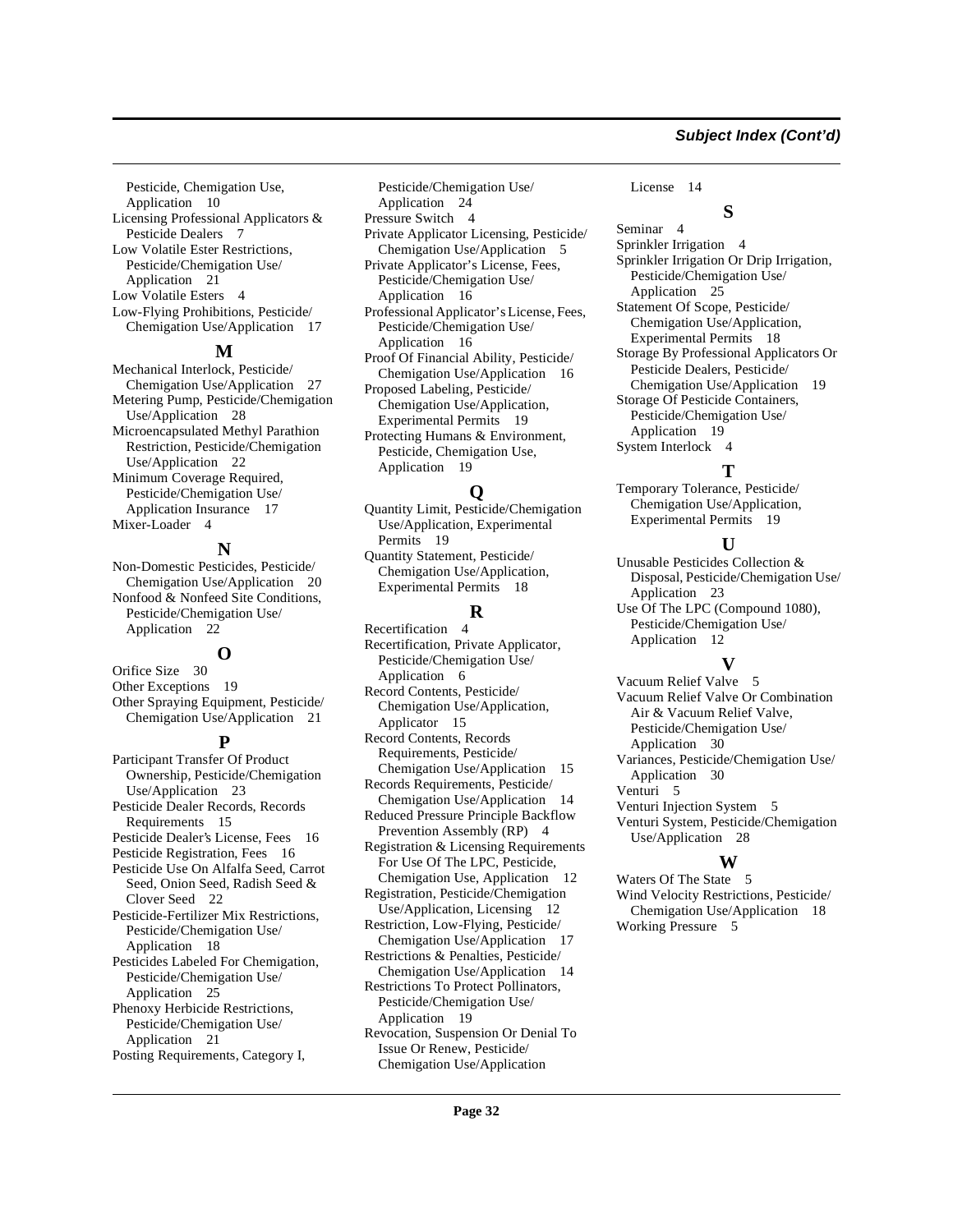## Subject Index (Cont'd)

Pesticide, Chemigation Use, Application 10
Licensing Professional Applicators & Pesticide Dealers 7
Low Volatile Ester Restrictions, Pesticide/Chemigation Use/ Application 21
Low Volatile Esters 4
Low-Flying Prohibitions, Pesticide/ Chemigation Use/Application 17

### M

Mechanical Interlock, Pesticide/ Chemigation Use/Application 27
Metering Pump, Pesticide/Chemigation Use/Application 28
Microencapsulated Methyl Parathion Restriction, Pesticide/Chemigation Use/Application 22
Minimum Coverage Required, Pesticide/Chemigation Use/ Application Insurance 17
Mixer-Loader 4

### N

Non-Domestic Pesticides, Pesticide/ Chemigation Use/Application 20
Nonfood & Nonfeed Site Conditions, Pesticide/Chemigation Use/ Application 22

### O

Orifice Size 30
Other Exceptions 19
Other Spraying Equipment, Pesticide/ Chemigation Use/Application 21

### P

Participant Transfer Of Product Ownership, Pesticide/Chemigation Use/Application 23
Pesticide Dealer Records, Records Requirements 15
Pesticide Dealer's License, Fees 16
Pesticide Registration, Fees 16
Pesticide Use On Alfalfa Seed, Carrot Seed, Onion Seed, Radish Seed & Clover Seed 22
Pesticide-Fertilizer Mix Restrictions, Pesticide/Chemigation Use/ Application 18
Pesticides Labeled For Chemigation, Pesticide/Chemigation Use/ Application 25
Phenoxy Herbicide Restrictions, Pesticide/Chemigation Use/ Application 21
Posting Requirements, Category I, Pesticide/Chemigation Use/ Application 24
Pressure Switch 4
Private Applicator Licensing, Pesticide/ Chemigation Use/Application 5
Private Applicator's License, Fees, Pesticide/Chemigation Use/ Application 16
Professional Applicator's License, Fees, Pesticide/Chemigation Use/ Application 16
Proof Of Financial Ability, Pesticide/ Chemigation Use/Application 16
Proposed Labeling, Pesticide/ Chemigation Use/Application, Experimental Permits 19
Protecting Humans & Environment, Pesticide, Chemigation Use, Application 19

### Q

Quantity Limit, Pesticide/Chemigation Use/Application, Experimental Permits 19
Quantity Statement, Pesticide/ Chemigation Use/Application, Experimental Permits 18

### R

Recertification 4
Recertification, Private Applicator, Pesticide/Chemigation Use/ Application 6
Record Contents, Pesticide/ Chemigation Use/Application, Applicator 15
Record Contents, Records Requirements, Pesticide/ Chemigation Use/Application 15
Records Requirements, Pesticide/ Chemigation Use/Application 14
Reduced Pressure Principle Backflow Prevention Assembly (RP) 4
Registration & Licensing Requirements For Use Of The LPC, Pesticide, Chemigation Use, Application 12
Registration, Pesticide/Chemigation Use/Application, Licensing 12
Restriction, Low-Flying, Pesticide/ Chemigation Use/Application 17
Restrictions & Penalties, Pesticide/ Chemigation Use/Application 14
Restrictions To Protect Pollinators, Pesticide/Chemigation Use/ Application 19
Revocation, Suspension Or Denial To Issue Or Renew, Pesticide/ Chemigation Use/Application License 14

### S

Seminar 4
Sprinkler Irrigation 4
Sprinkler Irrigation Or Drip Irrigation, Pesticide/Chemigation Use/ Application 25
Statement Of Scope, Pesticide/ Chemigation Use/Application, Experimental Permits 18
Storage By Professional Applicators Or Pesticide Dealers, Pesticide/ Chemigation Use/Application 19
Storage Of Pesticide Containers, Pesticide/Chemigation Use/ Application 19
System Interlock 4

### T

Temporary Tolerance, Pesticide/ Chemigation Use/Application, Experimental Permits 19

### U

Unusable Pesticides Collection & Disposal, Pesticide/Chemigation Use/ Application 23
Use Of The LPC (Compound 1080), Pesticide/Chemigation Use/ Application 12

### V

Vacuum Relief Valve 5
Vacuum Relief Valve Or Combination Air & Vacuum Relief Valve, Pesticide/Chemigation Use/ Application 30
Variances, Pesticide/Chemigation Use/ Application 30
Venturi 5
Venturi Injection System 5
Venturi System, Pesticide/Chemigation Use/Application 28

### W

Waters Of The State 5
Wind Velocity Restrictions, Pesticide/ Chemigation Use/Application 18
Working Pressure 5